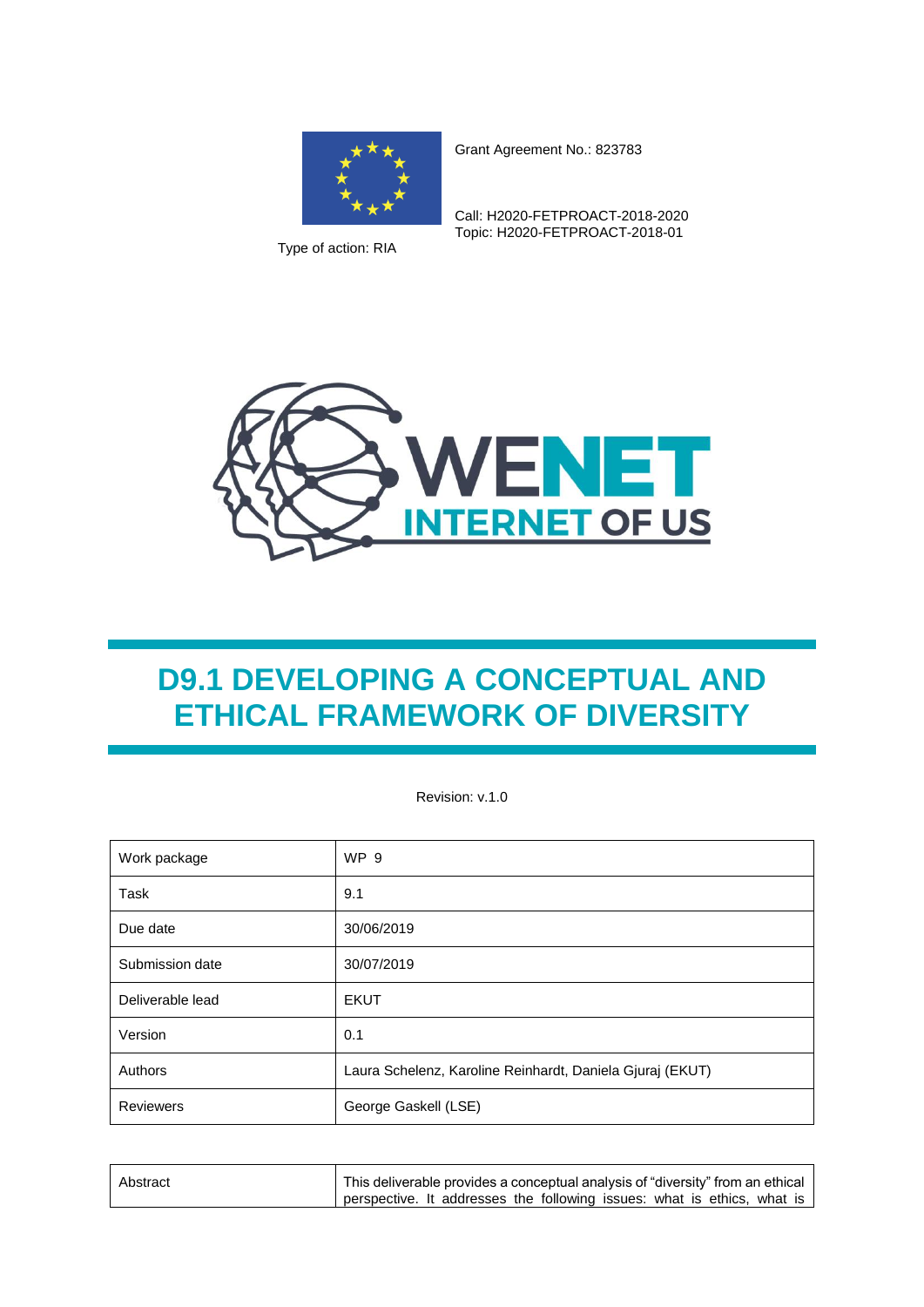Grant Agreement No.: 823783

Call: H2020-FETPROACT-2018-2020
Topic: H2020-FETPROACT-2018-01

Type of action: RIA

WENET
INTERNET OF US

# D9.1 DEVELOPING A CONCEPTUAL AND ETHICAL FRAMEWORK OF DIVERSITY

Revision: v.1.0

| Work package | WP 9 |
|---|---|
| Task | 9.1 |
| Due date | 30/06/2019 |
| Submission date | 30/07/2019 |
| Deliverable lead | EKUT |
| Version | 0.1 |
| Authors | Laura Schelenz, Karoline Reinhardt, Daniela Gjuraj (EKUT) |
| Reviewers | George Gaskell (LSE) |

| Abstract | This deliverable provides a conceptual analysis of "diversity" from an ethical perspective. It addresses the following issues: what is ethics, what is |
|---|---|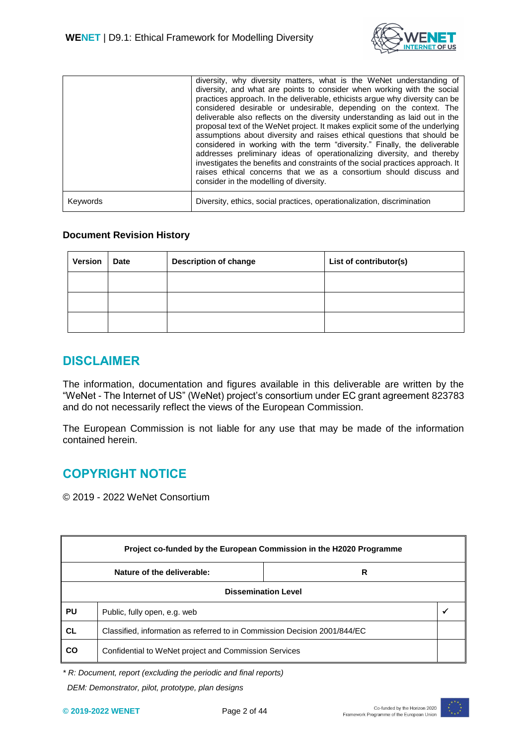| | |
|---|---|
| | diversity, why diversity matters, what is the WeNet understanding of diversity, and what are points to consider when working with the social practices approach. In the deliverable, ethicists argue why diversity can be considered desirable or undesirable, depending on the context. The deliverable also reflects on the diversity understanding as laid out in the proposal text of the WeNet project. It makes explicit some of the underlying assumptions about diversity and raises ethical questions that should be considered in working with the term "diversity." Finally, the deliverable addresses preliminary ideas of operationalizing diversity, and thereby investigates the benefits and constraints of the social practices approach. It raises ethical concerns that we as a consortium should discuss and consider in the modelling of diversity. |
| Keywords | Diversity, ethics, social practices, operationalization, discrimination |

**Document Revision History**

| Version | Date | Description of change | List of contributor(s) |
|---|---|---|---|
| | | | |
| | | | |
| | | | |

## DISCLAIMER

The information, documentation and figures available in this deliverable are written by the "WeNet - The Internet of US" (WeNet) project's consortium under EC grant agreement 823783 and do not necessarily reflect the views of the European Commission.

The European Commission is not liable for any use that may be made of the information contained herein.

## COPYRIGHT NOTICE

© 2019 - 2022 WeNet Consortium

| Project co-funded by the European Commission in the H2020 Programme | | |
|---|---|---|
| Nature of the deliverable: | R | |
| Dissemination Level | | |
| PU | Public, fully open, e.g. web | ✓ |
| CL | Classified, information as referred to in Commission Decision 2001/844/EC | |
| CO | Confidential to WeNet project and Commission Services | |

*\* R: Document, report (excluding the periodic and final reports)*

*DEM: Demonstrator, pilot, prototype, plan designs*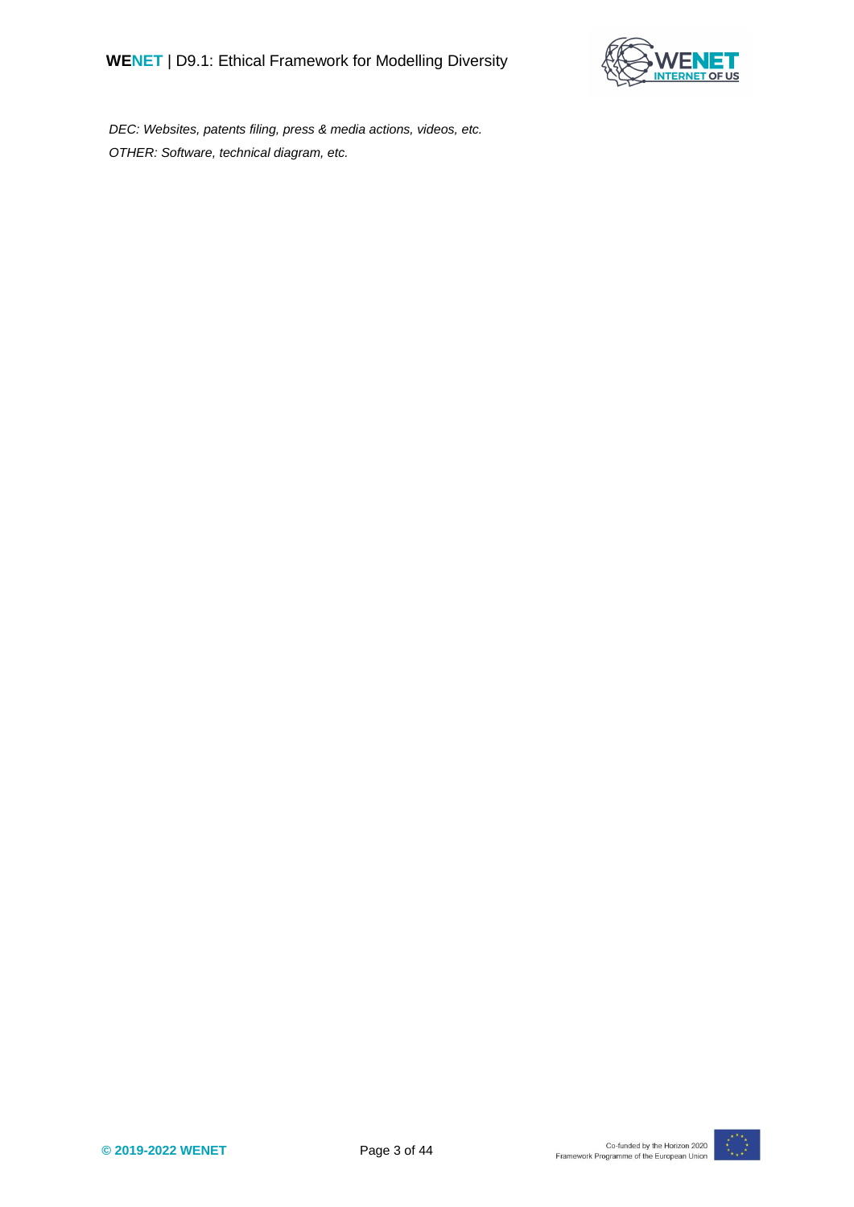*DEC: Websites, patents filing, press & media actions, videos, etc.*

*OTHER: Software, technical diagram, etc.*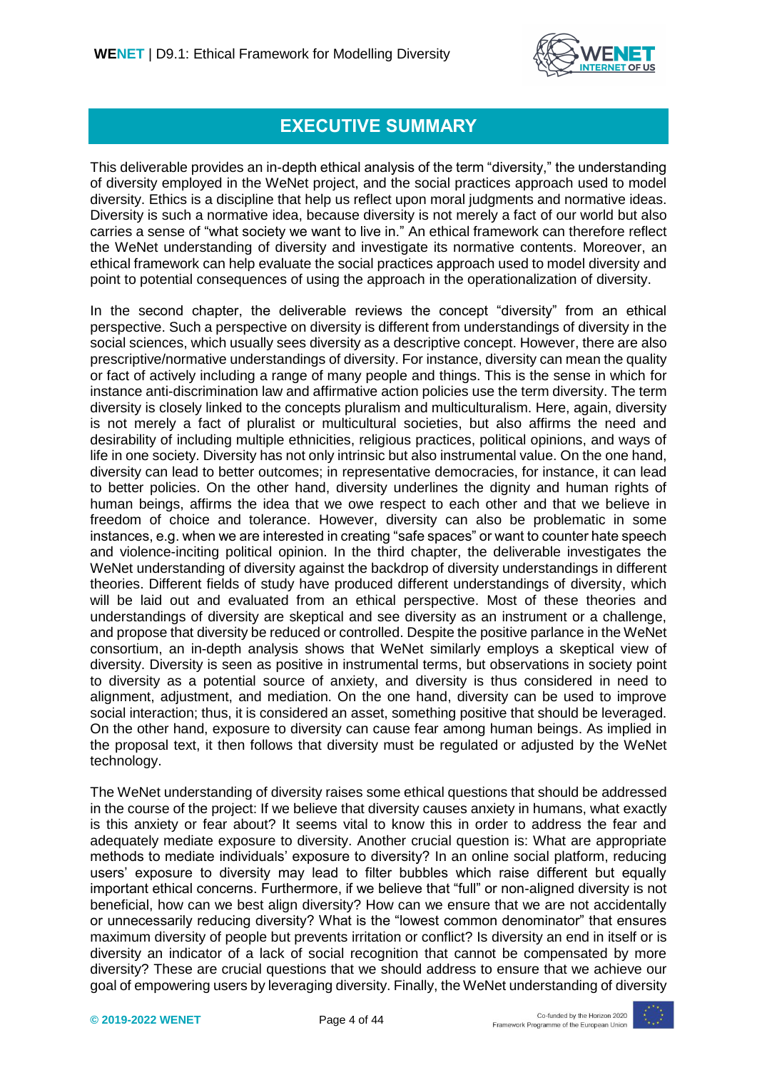# EXECUTIVE SUMMARY

This deliverable provides an in-depth ethical analysis of the term "diversity," the understanding of diversity employed in the WeNet project, and the social practices approach used to model diversity. Ethics is a discipline that help us reflect upon moral judgments and normative ideas. Diversity is such a normative idea, because diversity is not merely a fact of our world but also carries a sense of "what society we want to live in." An ethical framework can therefore reflect the WeNet understanding of diversity and investigate its normative contents. Moreover, an ethical framework can help evaluate the social practices approach used to model diversity and point to potential consequences of using the approach in the operationalization of diversity.

In the second chapter, the deliverable reviews the concept "diversity" from an ethical perspective. Such a perspective on diversity is different from understandings of diversity in the social sciences, which usually sees diversity as a descriptive concept. However, there are also prescriptive/normative understandings of diversity. For instance, diversity can mean the quality or fact of actively including a range of many people and things. This is the sense in which for instance anti-discrimination law and affirmative action policies use the term diversity. The term diversity is closely linked to the concepts pluralism and multiculturalism. Here, again, diversity is not merely a fact of pluralist or multicultural societies, but also affirms the need and desirability of including multiple ethnicities, religious practices, political opinions, and ways of life in one society. Diversity has not only intrinsic but also instrumental value. On the one hand, diversity can lead to better outcomes; in representative democracies, for instance, it can lead to better policies. On the other hand, diversity underlines the dignity and human rights of human beings, affirms the idea that we owe respect to each other and that we believe in freedom of choice and tolerance. However, diversity can also be problematic in some instances, e.g. when we are interested in creating "safe spaces" or want to counter hate speech and violence-inciting political opinion. In the third chapter, the deliverable investigates the WeNet understanding of diversity against the backdrop of diversity understandings in different theories. Different fields of study have produced different understandings of diversity, which will be laid out and evaluated from an ethical perspective. Most of these theories and understandings of diversity are skeptical and see diversity as an instrument or a challenge, and propose that diversity be reduced or controlled. Despite the positive parlance in the WeNet consortium, an in-depth analysis shows that WeNet similarly employs a skeptical view of diversity. Diversity is seen as positive in instrumental terms, but observations in society point to diversity as a potential source of anxiety, and diversity is thus considered in need to alignment, adjustment, and mediation. On the one hand, diversity can be used to improve social interaction; thus, it is considered an asset, something positive that should be leveraged. On the other hand, exposure to diversity can cause fear among human beings. As implied in the proposal text, it then follows that diversity must be regulated or adjusted by the WeNet technology.

The WeNet understanding of diversity raises some ethical questions that should be addressed in the course of the project: If we believe that diversity causes anxiety in humans, what exactly is this anxiety or fear about? It seems vital to know this in order to address the fear and adequately mediate exposure to diversity. Another crucial question is: What are appropriate methods to mediate individuals' exposure to diversity? In an online social platform, reducing users' exposure to diversity may lead to filter bubbles which raise different but equally important ethical concerns. Furthermore, if we believe that "full" or non-aligned diversity is not beneficial, how can we best align diversity? How can we ensure that we are not accidentally or unnecessarily reducing diversity? What is the "lowest common denominator" that ensures maximum diversity of people but prevents irritation or conflict? Is diversity an end in itself or is diversity an indicator of a lack of social recognition that cannot be compensated by more diversity? These are crucial questions that we should address to ensure that we achieve our goal of empowering users by leveraging diversity. Finally, the WeNet understanding of diversity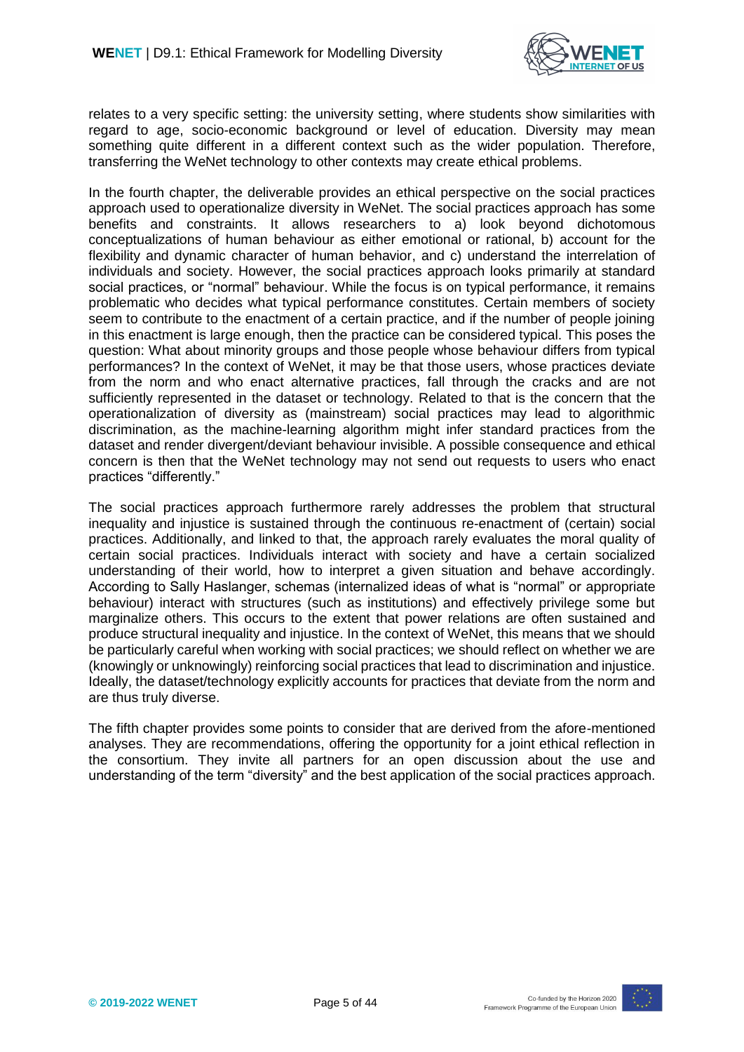relates to a very specific setting: the university setting, where students show similarities with regard to age, socio-economic background or level of education. Diversity may mean something quite different in a different context such as the wider population. Therefore, transferring the WeNet technology to other contexts may create ethical problems.

In the fourth chapter, the deliverable provides an ethical perspective on the social practices approach used to operationalize diversity in WeNet. The social practices approach has some benefits and constraints. It allows researchers to a) look beyond dichotomous conceptualizations of human behaviour as either emotional or rational, b) account for the flexibility and dynamic character of human behavior, and c) understand the interrelation of individuals and society. However, the social practices approach looks primarily at standard social practices, or "normal" behaviour. While the focus is on typical performance, it remains problematic who decides what typical performance constitutes. Certain members of society seem to contribute to the enactment of a certain practice, and if the number of people joining in this enactment is large enough, then the practice can be considered typical. This poses the question: What about minority groups and those people whose behaviour differs from typical performances? In the context of WeNet, it may be that those users, whose practices deviate from the norm and who enact alternative practices, fall through the cracks and are not sufficiently represented in the dataset or technology. Related to that is the concern that the operationalization of diversity as (mainstream) social practices may lead to algorithmic discrimination, as the machine-learning algorithm might infer standard practices from the dataset and render divergent/deviant behaviour invisible. A possible consequence and ethical concern is then that the WeNet technology may not send out requests to users who enact practices "differently."

The social practices approach furthermore rarely addresses the problem that structural inequality and injustice is sustained through the continuous re-enactment of (certain) social practices. Additionally, and linked to that, the approach rarely evaluates the moral quality of certain social practices. Individuals interact with society and have a certain socialized understanding of their world, how to interpret a given situation and behave accordingly. According to Sally Haslanger, schemas (internalized ideas of what is "normal" or appropriate behaviour) interact with structures (such as institutions) and effectively privilege some but marginalize others. This occurs to the extent that power relations are often sustained and produce structural inequality and injustice. In the context of WeNet, this means that we should be particularly careful when working with social practices; we should reflect on whether we are (knowingly or unknowingly) reinforcing social practices that lead to discrimination and injustice. Ideally, the dataset/technology explicitly accounts for practices that deviate from the norm and are thus truly diverse.

The fifth chapter provides some points to consider that are derived from the afore-mentioned analyses. They are recommendations, offering the opportunity for a joint ethical reflection in the consortium. They invite all partners for an open discussion about the use and understanding of the term "diversity" and the best application of the social practices approach.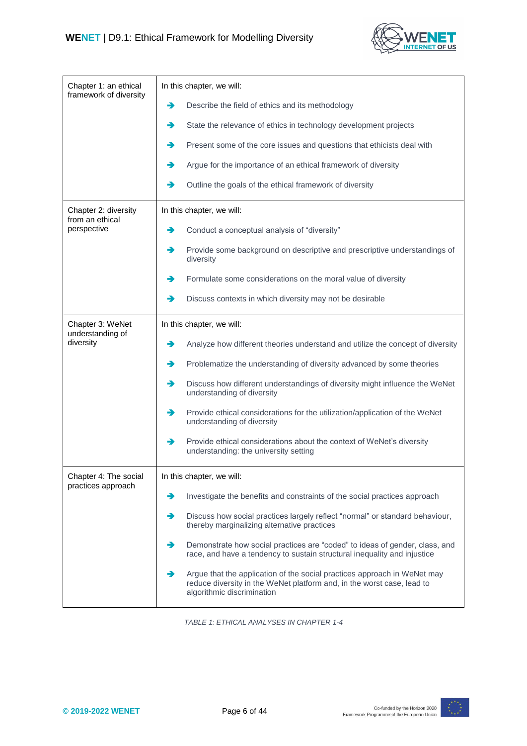| | |
|---|---|
| Chapter 1: an ethical framework of diversity | In this chapter, we will:<br>➔ Describe the field of ethics and its methodology<br>➔ State the relevance of ethics in technology development projects<br>➔ Present some of the core issues and questions that ethicists deal with<br>➔ Argue for the importance of an ethical framework of diversity<br>➔ Outline the goals of the ethical framework of diversity |
| Chapter 2: diversity from an ethical perspective | In this chapter, we will:<br>➔ Conduct a conceptual analysis of “diversity”<br>➔ Provide some background on descriptive and prescriptive understandings of diversity<br>➔ Formulate some considerations on the moral value of diversity<br>➔ Discuss contexts in which diversity may not be desirable |
| Chapter 3: WeNet understanding of diversity | In this chapter, we will:<br>➔ Analyze how different theories understand and utilize the concept of diversity<br>➔ Problematize the understanding of diversity advanced by some theories<br>➔ Discuss how different understandings of diversity might influence the WeNet understanding of diversity<br>➔ Provide ethical considerations for the utilization/application of the WeNet understanding of diversity<br>➔ Provide ethical considerations about the context of WeNet’s diversity understanding: the university setting |
| Chapter 4: The social practices approach | In this chapter, we will:<br>➔ Investigate the benefits and constraints of the social practices approach<br>➔ Discuss how social practices largely reflect “normal” or standard behaviour, thereby marginalizing alternative practices<br>➔ Demonstrate how social practices are “coded” to ideas of gender, class, and race, and have a tendency to sustain structural inequality and injustice<br>➔ Argue that the application of the social practices approach in WeNet may reduce diversity in the WeNet platform and, in the worst case, lead to algorithmic discrimination |

*TABLE 1: ETHICAL ANALYSES IN CHAPTER 1-4*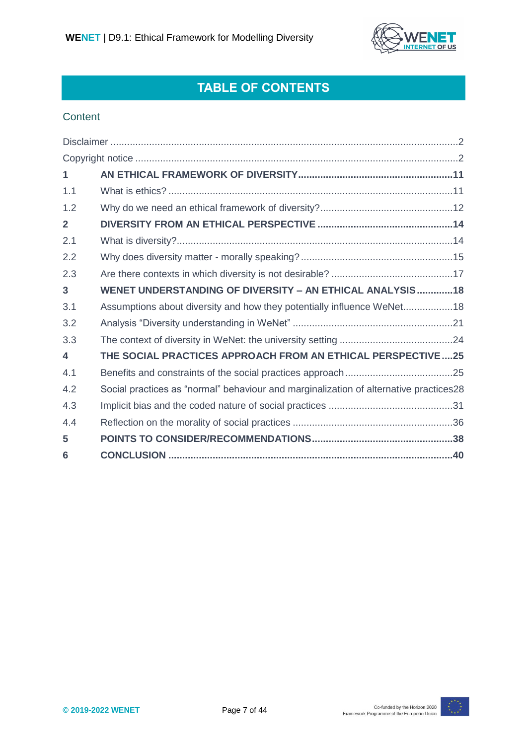# TABLE OF CONTENTS

## Content

Disclaimer ........................................................................................................................2

Copyright notice ................................................................................................................2

**1 AN ETHICAL FRAMEWORK OF DIVERSITY ......................................................11**

1.1 What is ethics? ......................................................................................11

1.2 Why do we need an ethical framework of diversity? ..................................12

**2 DIVERSITY FROM AN ETHICAL PERSPECTIVE ..............................................14**

2.1 What is diversity? ....................................................................................14

2.2 Why does diversity matter - morally speaking? ..........................................15

2.3 Are there contexts in which diversity is not desirable? ...............................17

**3 WENET UNDERSTANDING OF DIVERSITY – AN ETHICAL ANALYSIS .............18**

3.1 Assumptions about diversity and how they potentially influence WeNet..................18

3.2 Analysis "Diversity understanding in WeNet" ..............................................21

3.3 The context of diversity in WeNet: the university setting .............................24

**4 THE SOCIAL PRACTICES APPROACH FROM AN ETHICAL PERSPECTIVE ....25**

4.1 Benefits and constraints of the social practices approach ............................25

4.2 Social practices as "normal" behaviour and marginalization of alternative practices28

4.3 Implicit bias and the coded nature of social practices .................................31

4.4 Reflection on the morality of social practices ..............................................36

**5 POINTS TO CONSIDER/RECOMMENDATIONS ..................................................38**

**6 CONCLUSION .........................................................................................................40**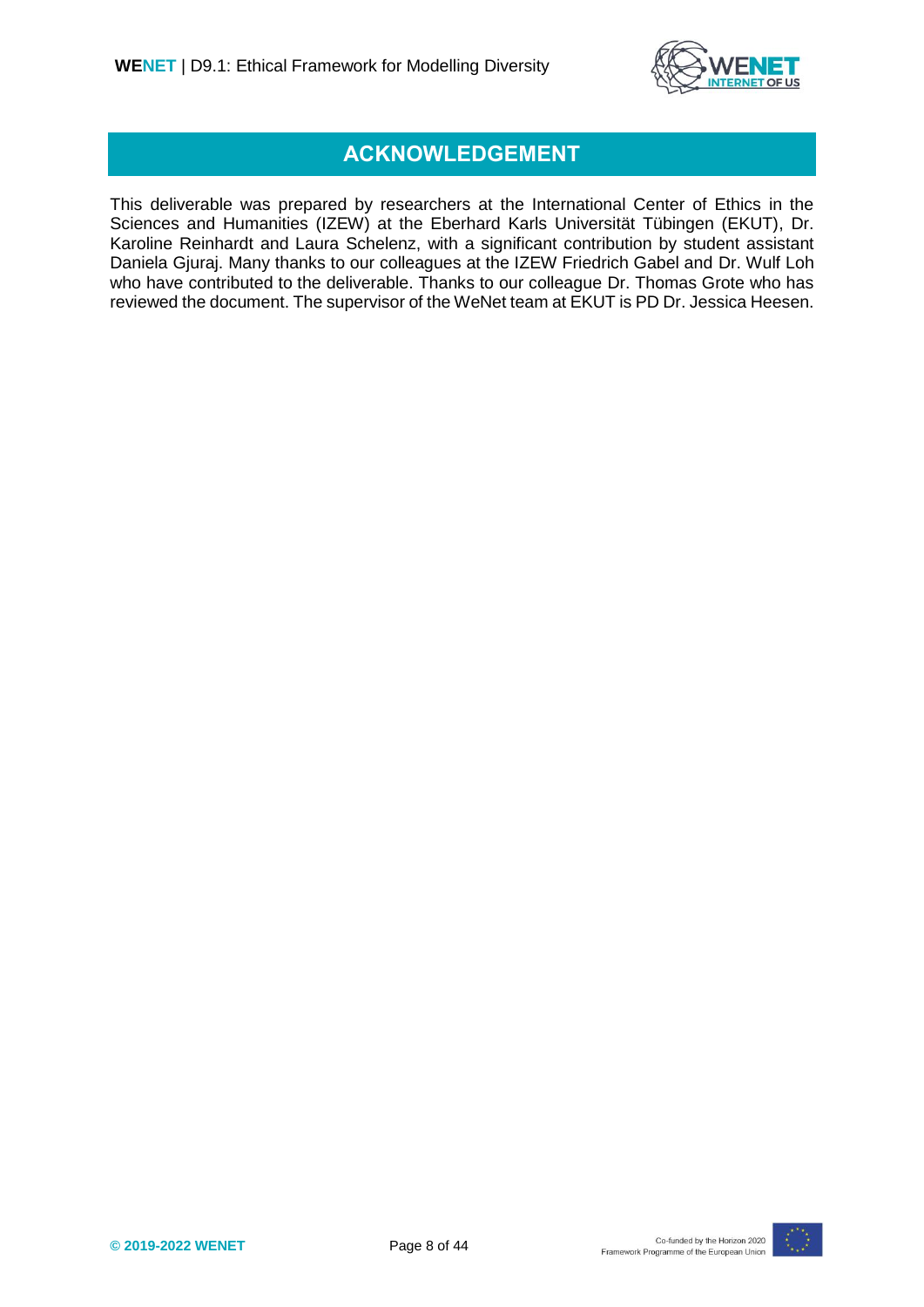# ACKNOWLEDGEMENT

This deliverable was prepared by researchers at the International Center of Ethics in the Sciences and Humanities (IZEW) at the Eberhard Karls Universität Tübingen (EKUT), Dr. Karoline Reinhardt and Laura Schelenz, with a significant contribution by student assistant Daniela Gjuraj. Many thanks to our colleagues at the IZEW Friedrich Gabel and Dr. Wulf Loh who have contributed to the deliverable. Thanks to our colleague Dr. Thomas Grote who has reviewed the document. The supervisor of the WeNet team at EKUT is PD Dr. Jessica Heesen.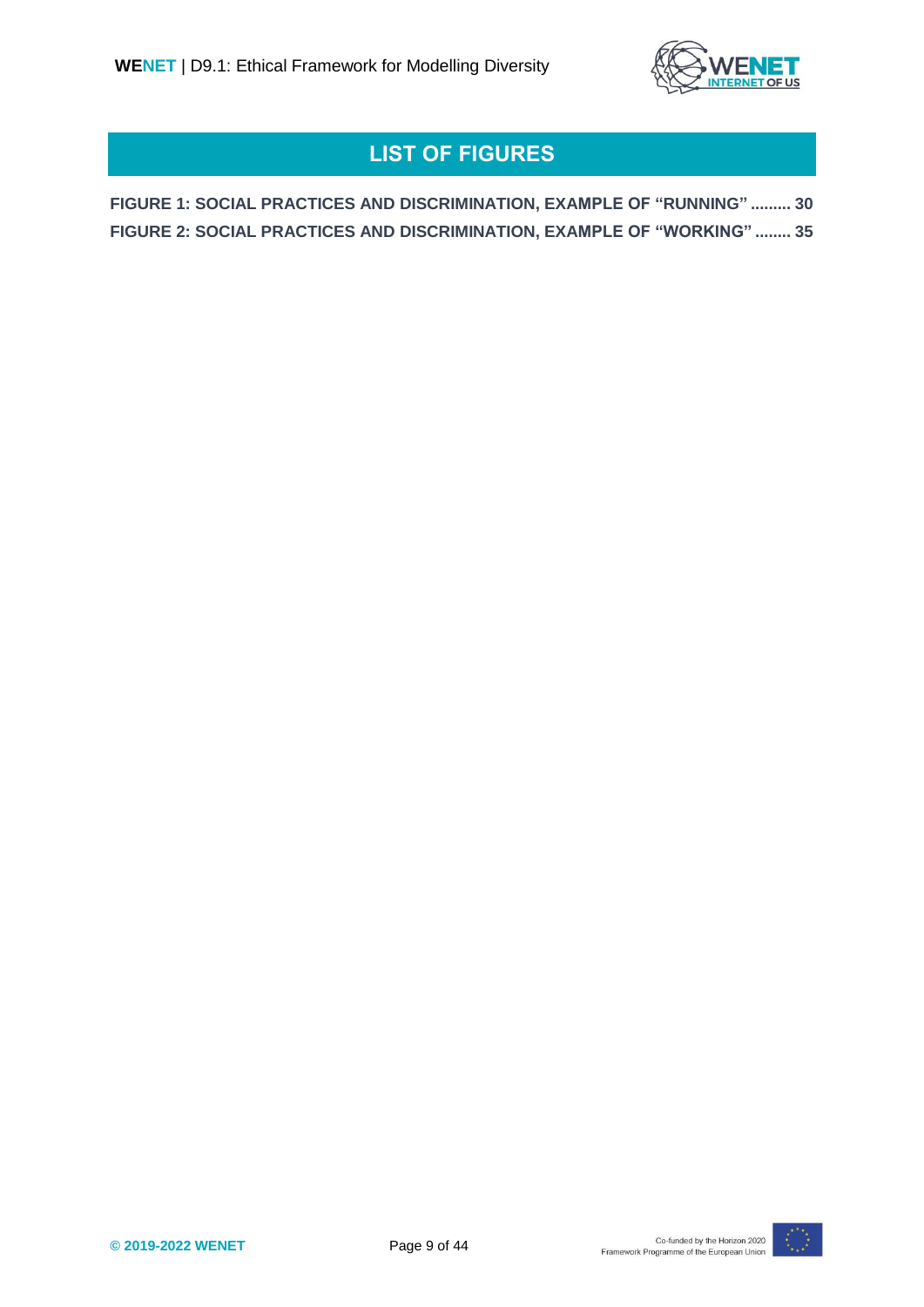# LIST OF FIGURES

FIGURE 1: SOCIAL PRACTICES AND DISCRIMINATION, EXAMPLE OF "RUNNING" ......... 30

FIGURE 2: SOCIAL PRACTICES AND DISCRIMINATION, EXAMPLE OF "WORKING" ........ 35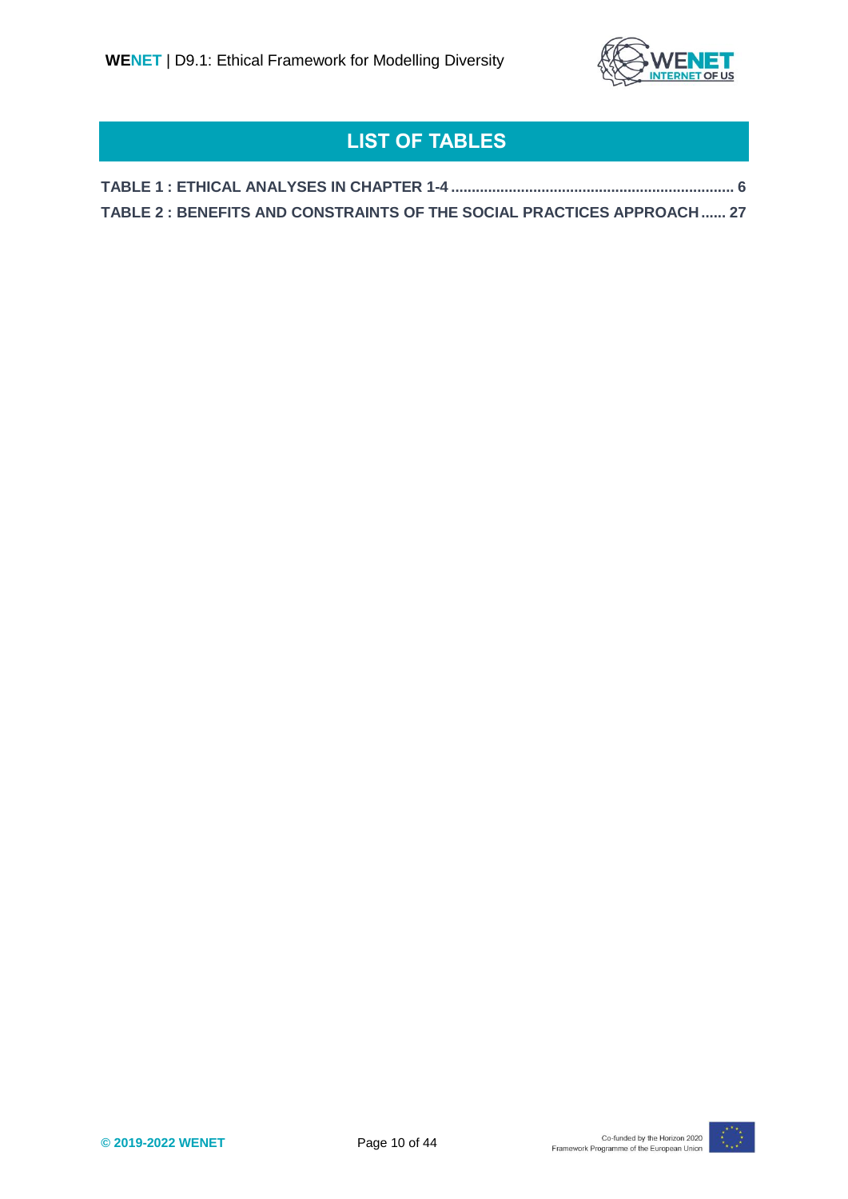# LIST OF TABLES

**TABLE 1 : ETHICAL ANALYSES IN CHAPTER 1-4 ........................................................................ 6**

**TABLE 2 : BENEFITS AND CONSTRAINTS OF THE SOCIAL PRACTICES APPROACH ...... 27**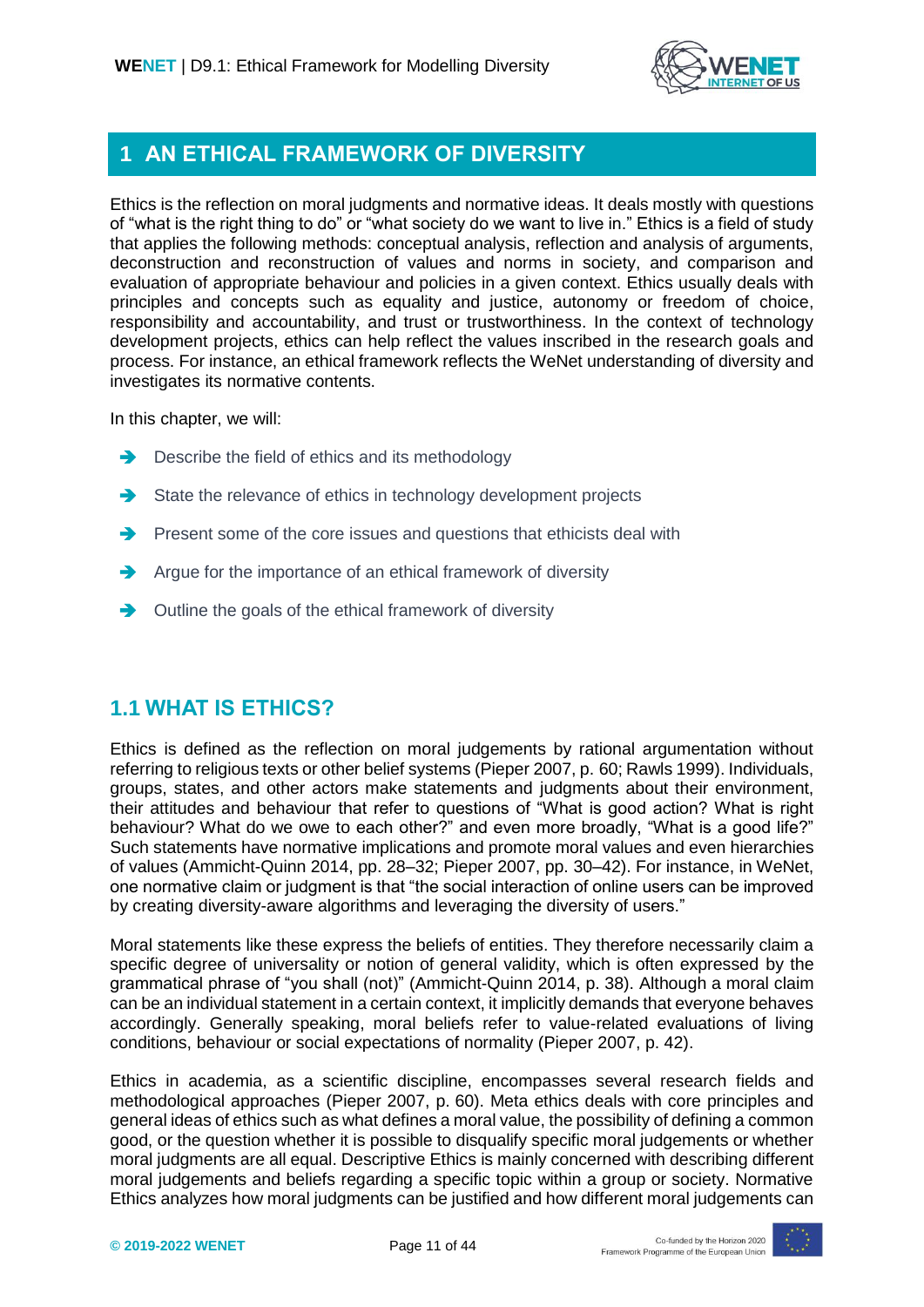# 1 AN ETHICAL FRAMEWORK OF DIVERSITY

Ethics is the reflection on moral judgments and normative ideas. It deals mostly with questions of "what is the right thing to do" or "what society do we want to live in." Ethics is a field of study that applies the following methods: conceptual analysis, reflection and analysis of arguments, deconstruction and reconstruction of values and norms in society, and comparison and evaluation of appropriate behaviour and policies in a given context. Ethics usually deals with principles and concepts such as equality and justice, autonomy or freedom of choice, responsibility and accountability, and trust or trustworthiness. In the context of technology development projects, ethics can help reflect the values inscribed in the research goals and process. For instance, an ethical framework reflects the WeNet understanding of diversity and investigates its normative contents.

In this chapter, we will:

- Describe the field of ethics and its methodology
- State the relevance of ethics in technology development projects
- Present some of the core issues and questions that ethicists deal with
- Argue for the importance of an ethical framework of diversity
- Outline the goals of the ethical framework of diversity

## 1.1 WHAT IS ETHICS?

Ethics is defined as the reflection on moral judgements by rational argumentation without referring to religious texts or other belief systems (Pieper 2007, p. 60; Rawls 1999). Individuals, groups, states, and other actors make statements and judgments about their environment, their attitudes and behaviour that refer to questions of "What is good action? What is right behaviour? What do we owe to each other?" and even more broadly, "What is a good life?" Such statements have normative implications and promote moral values and even hierarchies of values (Ammicht-Quinn 2014, pp. 28–32; Pieper 2007, pp. 30–42). For instance, in WeNet, one normative claim or judgment is that "the social interaction of online users can be improved by creating diversity-aware algorithms and leveraging the diversity of users."

Moral statements like these express the beliefs of entities. They therefore necessarily claim a specific degree of universality or notion of general validity, which is often expressed by the grammatical phrase of "you shall (not)" (Ammicht-Quinn 2014, p. 38). Although a moral claim can be an individual statement in a certain context, it implicitly demands that everyone behaves accordingly. Generally speaking, moral beliefs refer to value-related evaluations of living conditions, behaviour or social expectations of normality (Pieper 2007, p. 42).

Ethics in academia, as a scientific discipline, encompasses several research fields and methodological approaches (Pieper 2007, p. 60). Meta ethics deals with core principles and general ideas of ethics such as what defines a moral value, the possibility of defining a common good, or the question whether it is possible to disqualify specific moral judgements or whether moral judgments are all equal. Descriptive Ethics is mainly concerned with describing different moral judgements and beliefs regarding a specific topic within a group or society. Normative Ethics analyzes how moral judgments can be justified and how different moral judgements can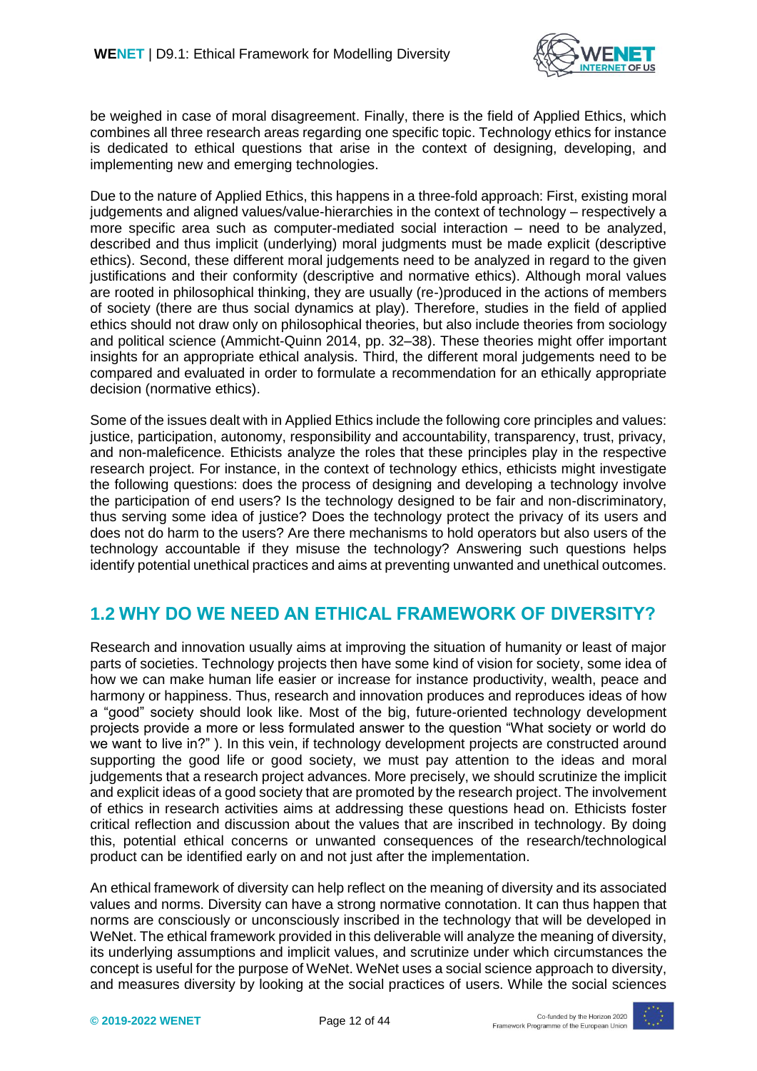be weighed in case of moral disagreement. Finally, there is the field of Applied Ethics, which combines all three research areas regarding one specific topic. Technology ethics for instance is dedicated to ethical questions that arise in the context of designing, developing, and implementing new and emerging technologies.

Due to the nature of Applied Ethics, this happens in a three-fold approach: First, existing moral judgements and aligned values/value-hierarchies in the context of technology – respectively a more specific area such as computer-mediated social interaction – need to be analyzed, described and thus implicit (underlying) moral judgments must be made explicit (descriptive ethics). Second, these different moral judgements need to be analyzed in regard to the given justifications and their conformity (descriptive and normative ethics). Although moral values are rooted in philosophical thinking, they are usually (re-)produced in the actions of members of society (there are thus social dynamics at play). Therefore, studies in the field of applied ethics should not draw only on philosophical theories, but also include theories from sociology and political science (Ammicht-Quinn 2014, pp. 32–38). These theories might offer important insights for an appropriate ethical analysis. Third, the different moral judgements need to be compared and evaluated in order to formulate a recommendation for an ethically appropriate decision (normative ethics).

Some of the issues dealt with in Applied Ethics include the following core principles and values: justice, participation, autonomy, responsibility and accountability, transparency, trust, privacy, and non-maleficence. Ethicists analyze the roles that these principles play in the respective research project. For instance, in the context of technology ethics, ethicists might investigate the following questions: does the process of designing and developing a technology involve the participation of end users? Is the technology designed to be fair and non-discriminatory, thus serving some idea of justice? Does the technology protect the privacy of its users and does not do harm to the users? Are there mechanisms to hold operators but also users of the technology accountable if they misuse the technology? Answering such questions helps identify potential unethical practices and aims at preventing unwanted and unethical outcomes.

## 1.2 WHY DO WE NEED AN ETHICAL FRAMEWORK OF DIVERSITY?

Research and innovation usually aims at improving the situation of humanity or least of major parts of societies. Technology projects then have some kind of vision for society, some idea of how we can make human life easier or increase for instance productivity, wealth, peace and harmony or happiness. Thus, research and innovation produces and reproduces ideas of how a "good" society should look like. Most of the big, future-oriented technology development projects provide a more or less formulated answer to the question "What society or world do we want to live in?" ). In this vein, if technology development projects are constructed around supporting the good life or good society, we must pay attention to the ideas and moral judgements that a research project advances. More precisely, we should scrutinize the implicit and explicit ideas of a good society that are promoted by the research project. The involvement of ethics in research activities aims at addressing these questions head on. Ethicists foster critical reflection and discussion about the values that are inscribed in technology. By doing this, potential ethical concerns or unwanted consequences of the research/technological product can be identified early on and not just after the implementation.

An ethical framework of diversity can help reflect on the meaning of diversity and its associated values and norms. Diversity can have a strong normative connotation. It can thus happen that norms are consciously or unconsciously inscribed in the technology that will be developed in WeNet. The ethical framework provided in this deliverable will analyze the meaning of diversity, its underlying assumptions and implicit values, and scrutinize under which circumstances the concept is useful for the purpose of WeNet. WeNet uses a social science approach to diversity, and measures diversity by looking at the social practices of users. While the social sciences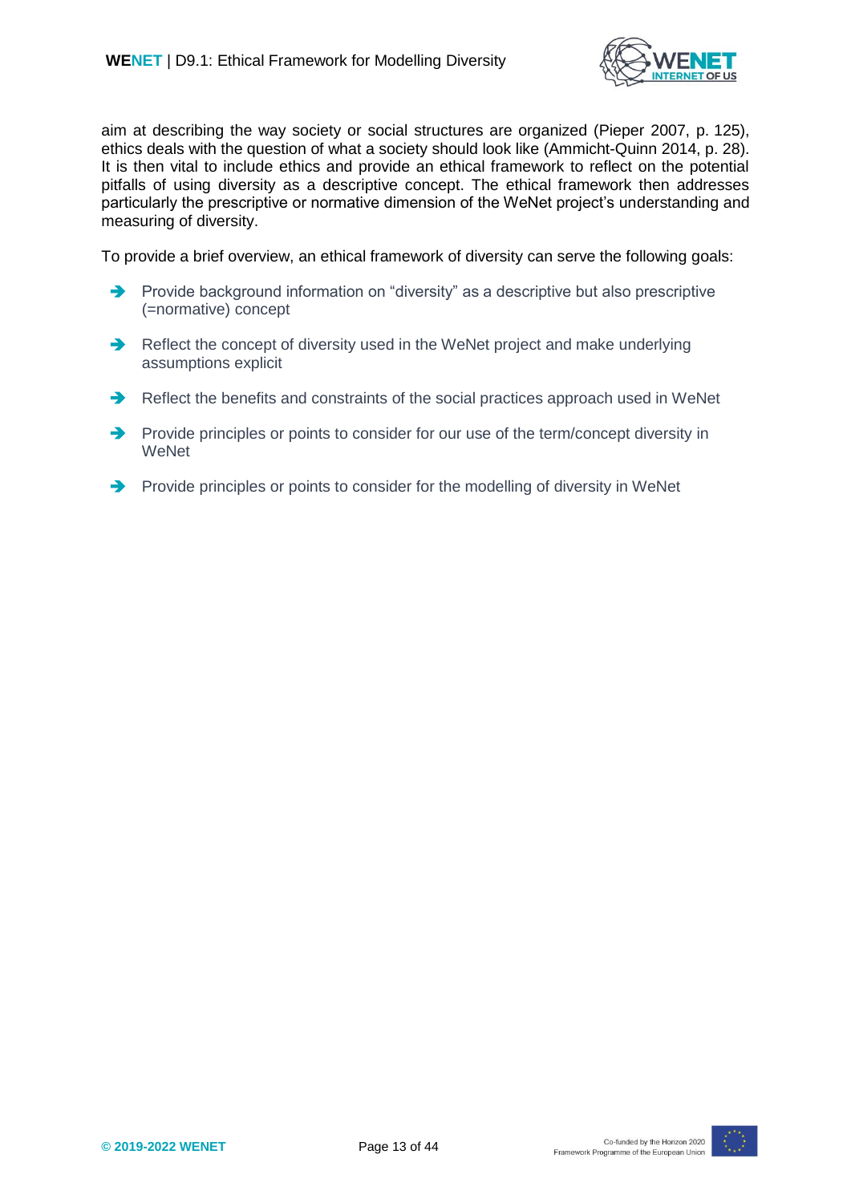aim at describing the way society or social structures are organized (Pieper 2007, p. 125), ethics deals with the question of what a society should look like (Ammicht-Quinn 2014, p. 28). It is then vital to include ethics and provide an ethical framework to reflect on the potential pitfalls of using diversity as a descriptive concept. The ethical framework then addresses particularly the prescriptive or normative dimension of the WeNet project's understanding and measuring of diversity.

To provide a brief overview, an ethical framework of diversity can serve the following goals:

- Provide background information on "diversity" as a descriptive but also prescriptive (=normative) concept
- Reflect the concept of diversity used in the WeNet project and make underlying assumptions explicit
- Reflect the benefits and constraints of the social practices approach used in WeNet
- Provide principles or points to consider for our use of the term/concept diversity in WeNet
- Provide principles or points to consider for the modelling of diversity in WeNet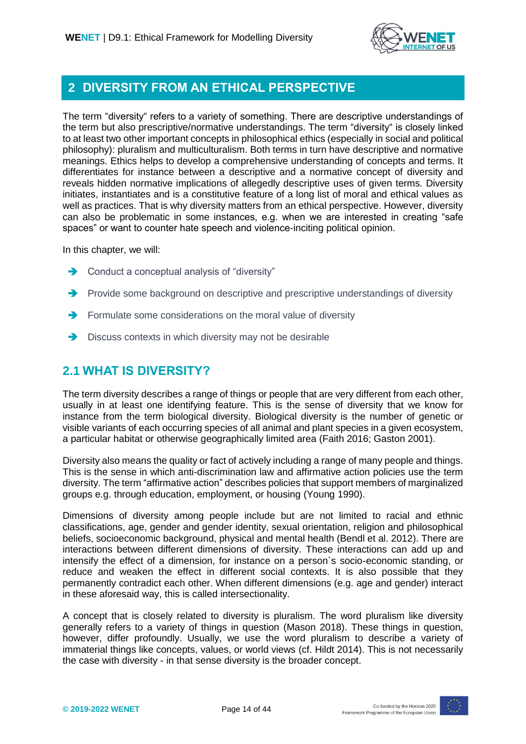## 2 DIVERSITY FROM AN ETHICAL PERSPECTIVE

The term "diversity" refers to a variety of something. There are descriptive understandings of the term but also prescriptive/normative understandings. The term "diversity" is closely linked to at least two other important concepts in philosophical ethics (especially in social and political philosophy): pluralism and multiculturalism. Both terms in turn have descriptive and normative meanings. Ethics helps to develop a comprehensive understanding of concepts and terms. It differentiates for instance between a descriptive and a normative concept of diversity and reveals hidden normative implications of allegedly descriptive uses of given terms. Diversity initiates, instantiates and is a constitutive feature of a long list of moral and ethical values as well as practices. That is why diversity matters from an ethical perspective. However, diversity can also be problematic in some instances, e.g. when we are interested in creating "safe spaces" or want to counter hate speech and violence-inciting political opinion.

In this chapter, we will:

- Conduct a conceptual analysis of "diversity"
- Provide some background on descriptive and prescriptive understandings of diversity
- Formulate some considerations on the moral value of diversity
- Discuss contexts in which diversity may not be desirable

### 2.1 WHAT IS DIVERSITY?

The term diversity describes a range of things or people that are very different from each other, usually in at least one identifying feature. This is the sense of diversity that we know for instance from the term biological diversity. Biological diversity is the number of genetic or visible variants of each occurring species of all animal and plant species in a given ecosystem, a particular habitat or otherwise geographically limited area (Faith 2016; Gaston 2001).

Diversity also means the quality or fact of actively including a range of many people and things. This is the sense in which anti-discrimination law and affirmative action policies use the term diversity. The term "affirmative action" describes policies that support members of marginalized groups e.g. through education, employment, or housing (Young 1990).

Dimensions of diversity among people include but are not limited to racial and ethnic classifications, age, gender and gender identity, sexual orientation, religion and philosophical beliefs, socioeconomic background, physical and mental health (Bendl et al. 2012). There are interactions between different dimensions of diversity. These interactions can add up and intensify the effect of a dimension, for instance on a person`s socio-economic standing, or reduce and weaken the effect in different social contexts. It is also possible that they permanently contradict each other. When different dimensions (e.g. age and gender) interact in these aforesaid way, this is called intersectionality.

A concept that is closely related to diversity is pluralism. The word pluralism like diversity generally refers to a variety of things in question (Mason 2018). These things in question, however, differ profoundly. Usually, we use the word pluralism to describe a variety of immaterial things like concepts, values, or world views (cf. Hildt 2014). This is not necessarily the case with diversity - in that sense diversity is the broader concept.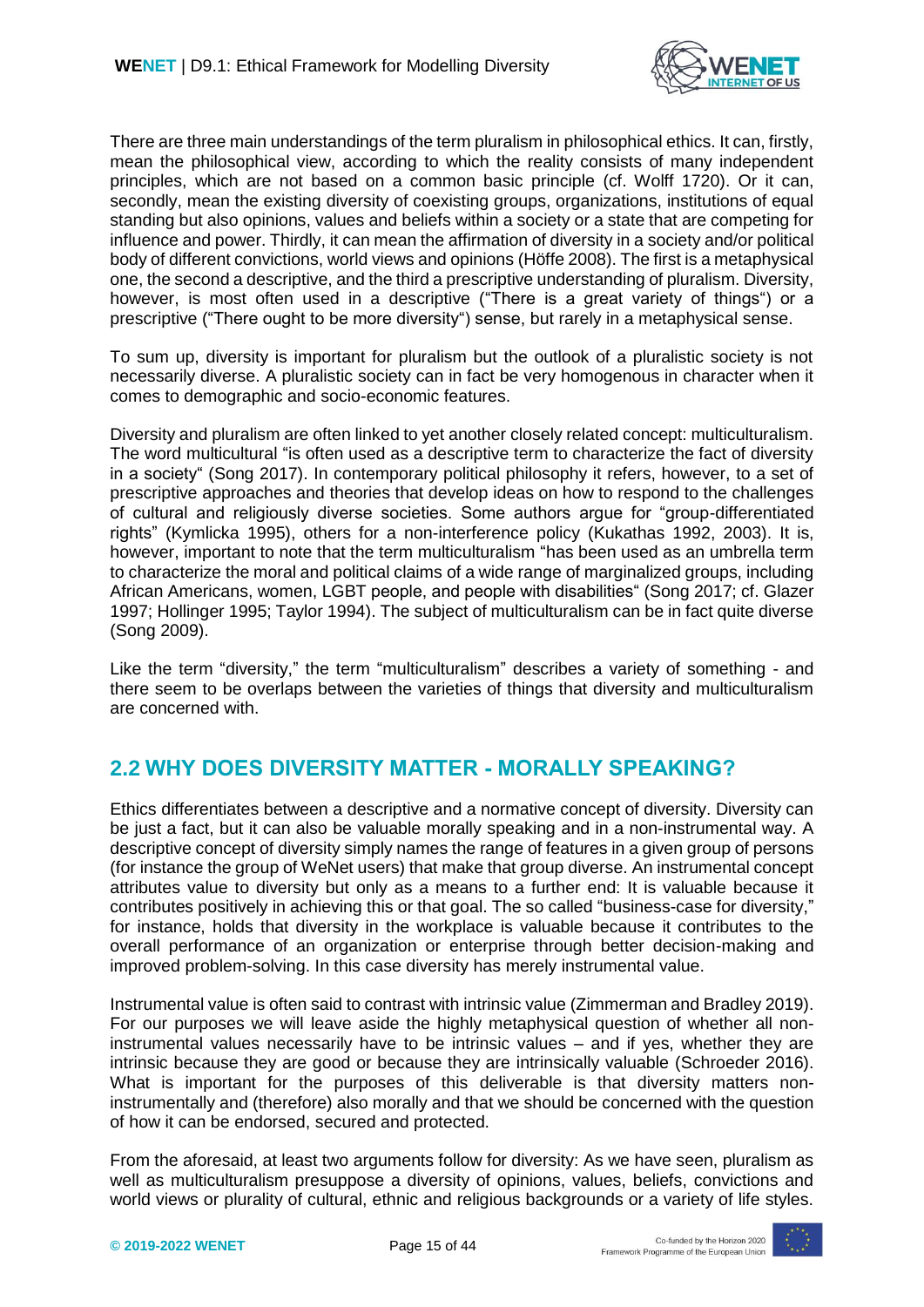There are three main understandings of the term pluralism in philosophical ethics. It can, firstly, mean the philosophical view, according to which the reality consists of many independent principles, which are not based on a common basic principle (cf. Wolff 1720). Or it can, secondly, mean the existing diversity of coexisting groups, organizations, institutions of equal standing but also opinions, values and beliefs within a society or a state that are competing for influence and power. Thirdly, it can mean the affirmation of diversity in a society and/or political body of different convictions, world views and opinions (Höffe 2008). The first is a metaphysical one, the second a descriptive, and the third a prescriptive understanding of pluralism. Diversity, however, is most often used in a descriptive ("There is a great variety of things") or a prescriptive ("There ought to be more diversity") sense, but rarely in a metaphysical sense.

To sum up, diversity is important for pluralism but the outlook of a pluralistic society is not necessarily diverse. A pluralistic society can in fact be very homogenous in character when it comes to demographic and socio-economic features.

Diversity and pluralism are often linked to yet another closely related concept: multiculturalism. The word multicultural "is often used as a descriptive term to characterize the fact of diversity in a society" (Song 2017). In contemporary political philosophy it refers, however, to a set of prescriptive approaches and theories that develop ideas on how to respond to the challenges of cultural and religiously diverse societies. Some authors argue for "group-differentiated rights" (Kymlicka 1995), others for a non-interference policy (Kukathas 1992, 2003). It is, however, important to note that the term multiculturalism "has been used as an umbrella term to characterize the moral and political claims of a wide range of marginalized groups, including African Americans, women, LGBT people, and people with disabilities" (Song 2017; cf. Glazer 1997; Hollinger 1995; Taylor 1994). The subject of multiculturalism can be in fact quite diverse (Song 2009).

Like the term "diversity," the term "multiculturalism" describes a variety of something - and there seem to be overlaps between the varieties of things that diversity and multiculturalism are concerned with.

## 2.2 WHY DOES DIVERSITY MATTER - MORALLY SPEAKING?

Ethics differentiates between a descriptive and a normative concept of diversity. Diversity can be just a fact, but it can also be valuable morally speaking and in a non-instrumental way. A descriptive concept of diversity simply names the range of features in a given group of persons (for instance the group of WeNet users) that make that group diverse. An instrumental concept attributes value to diversity but only as a means to a further end: It is valuable because it contributes positively in achieving this or that goal. The so called "business-case for diversity," for instance, holds that diversity in the workplace is valuable because it contributes to the overall performance of an organization or enterprise through better decision-making and improved problem-solving. In this case diversity has merely instrumental value.

Instrumental value is often said to contrast with intrinsic value (Zimmerman and Bradley 2019). For our purposes we will leave aside the highly metaphysical question of whether all non-instrumental values necessarily have to be intrinsic values – and if yes, whether they are intrinsic because they are good or because they are intrinsically valuable (Schroeder 2016). What is important for the purposes of this deliverable is that diversity matters non-instrumentally and (therefore) also morally and that we should be concerned with the question of how it can be endorsed, secured and protected.

From the aforesaid, at least two arguments follow for diversity: As we have seen, pluralism as well as multiculturalism presuppose a diversity of opinions, values, beliefs, convictions and world views or plurality of cultural, ethnic and religious backgrounds or a variety of life styles.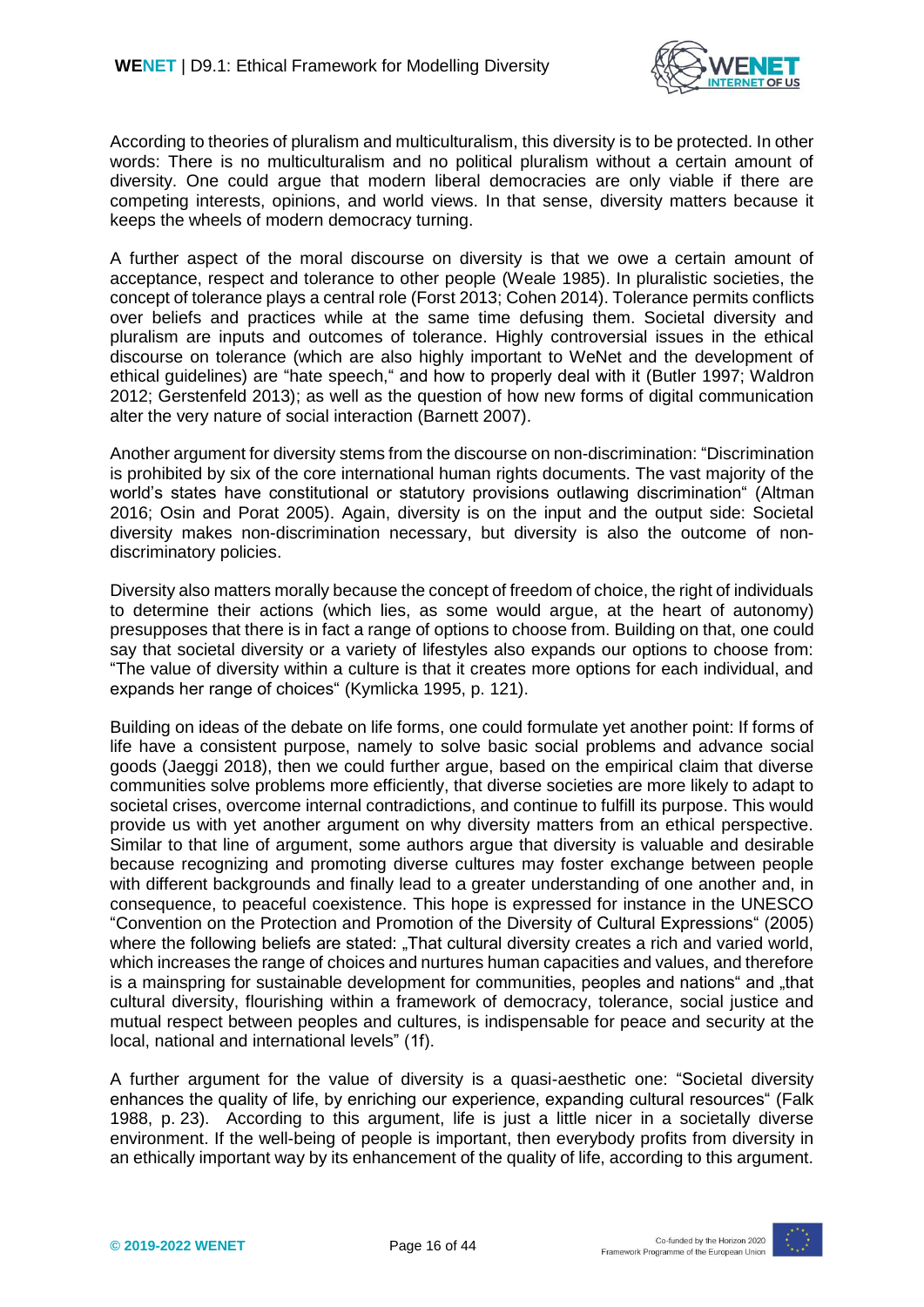According to theories of pluralism and multiculturalism, this diversity is to be protected. In other words: There is no multiculturalism and no political pluralism without a certain amount of diversity. One could argue that modern liberal democracies are only viable if there are competing interests, opinions, and world views. In that sense, diversity matters because it keeps the wheels of modern democracy turning.

A further aspect of the moral discourse on diversity is that we owe a certain amount of acceptance, respect and tolerance to other people (Weale 1985). In pluralistic societies, the concept of tolerance plays a central role (Forst 2013; Cohen 2014). Tolerance permits conflicts over beliefs and practices while at the same time defusing them. Societal diversity and pluralism are inputs and outcomes of tolerance. Highly controversial issues in the ethical discourse on tolerance (which are also highly important to WeNet and the development of ethical guidelines) are "hate speech," and how to properly deal with it (Butler 1997; Waldron 2012; Gerstenfeld 2013); as well as the question of how new forms of digital communication alter the very nature of social interaction (Barnett 2007).

Another argument for diversity stems from the discourse on non-discrimination: "Discrimination is prohibited by six of the core international human rights documents. The vast majority of the world's states have constitutional or statutory provisions outlawing discrimination" (Altman 2016; Osin and Porat 2005). Again, diversity is on the input and the output side: Societal diversity makes non-discrimination necessary, but diversity is also the outcome of non-discriminatory policies.

Diversity also matters morally because the concept of freedom of choice, the right of individuals to determine their actions (which lies, as some would argue, at the heart of autonomy) presupposes that there is in fact a range of options to choose from. Building on that, one could say that societal diversity or a variety of lifestyles also expands our options to choose from: "The value of diversity within a culture is that it creates more options for each individual, and expands her range of choices" (Kymlicka 1995, p. 121).

Building on ideas of the debate on life forms, one could formulate yet another point: If forms of life have a consistent purpose, namely to solve basic social problems and advance social goods (Jaeggi 2018), then we could further argue, based on the empirical claim that diverse communities solve problems more efficiently, that diverse societies are more likely to adapt to societal crises, overcome internal contradictions, and continue to fulfill its purpose. This would provide us with yet another argument on why diversity matters from an ethical perspective. Similar to that line of argument, some authors argue that diversity is valuable and desirable because recognizing and promoting diverse cultures may foster exchange between people with different backgrounds and finally lead to a greater understanding of one another and, in consequence, to peaceful coexistence. This hope is expressed for instance in the UNESCO "Convention on the Protection and Promotion of the Diversity of Cultural Expressions" (2005) where the following beliefs are stated: „That cultural diversity creates a rich and varied world, which increases the range of choices and nurtures human capacities and values, and therefore is a mainspring for sustainable development for communities, peoples and nations" and „that cultural diversity, flourishing within a framework of democracy, tolerance, social justice and mutual respect between peoples and cultures, is indispensable for peace and security at the local, national and international levels" (1f).

A further argument for the value of diversity is a quasi-aesthetic one: "Societal diversity enhances the quality of life, by enriching our experience, expanding cultural resources" (Falk 1988, p. 23). According to this argument, life is just a little nicer in a societally diverse environment. If the well-being of people is important, then everybody profits from diversity in an ethically important way by its enhancement of the quality of life, according to this argument.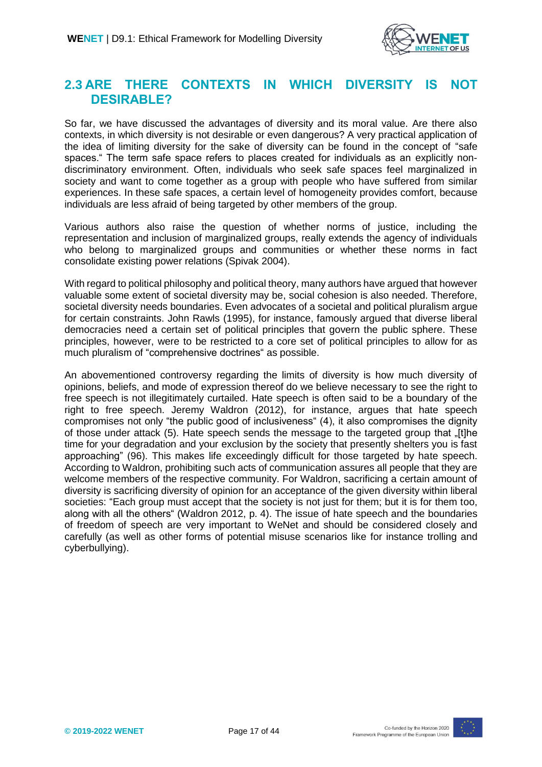## 2.3 ARE THERE CONTEXTS IN WHICH DIVERSITY IS NOT DESIRABLE?

So far, we have discussed the advantages of diversity and its moral value. Are there also contexts, in which diversity is not desirable or even dangerous? A very practical application of the idea of limiting diversity for the sake of diversity can be found in the concept of "safe spaces." The term safe space refers to places created for individuals as an explicitly non-discriminatory environment. Often, individuals who seek safe spaces feel marginalized in society and want to come together as a group with people who have suffered from similar experiences. In these safe spaces, a certain level of homogeneity provides comfort, because individuals are less afraid of being targeted by other members of the group.

Various authors also raise the question of whether norms of justice, including the representation and inclusion of marginalized groups, really extends the agency of individuals who belong to marginalized groups and communities or whether these norms in fact consolidate existing power relations (Spivak 2004).

With regard to political philosophy and political theory, many authors have argued that however valuable some extent of societal diversity may be, social cohesion is also needed. Therefore, societal diversity needs boundaries. Even advocates of a societal and political pluralism argue for certain constraints. John Rawls (1995), for instance, famously argued that diverse liberal democracies need a certain set of political principles that govern the public sphere. These principles, however, were to be restricted to a core set of political principles to allow for as much pluralism of "comprehensive doctrines" as possible.

An abovementioned controversy regarding the limits of diversity is how much diversity of opinions, beliefs, and mode of expression thereof do we believe necessary to see the right to free speech is not illegitimately curtailed. Hate speech is often said to be a boundary of the right to free speech. Jeremy Waldron (2012), for instance, argues that hate speech compromises not only "the public good of inclusiveness" (4), it also compromises the dignity of those under attack (5). Hate speech sends the message to the targeted group that „[t]he time for your degradation and your exclusion by the society that presently shelters you is fast approaching" (96). This makes life exceedingly difficult for those targeted by hate speech. According to Waldron, prohibiting such acts of communication assures all people that they are welcome members of the respective community. For Waldron, sacrificing a certain amount of diversity is sacrificing diversity of opinion for an acceptance of the given diversity within liberal societies: "Each group must accept that the society is not just for them; but it is for them too, along with all the others" (Waldron 2012, p. 4). The issue of hate speech and the boundaries of freedom of speech are very important to WeNet and should be considered closely and carefully (as well as other forms of potential misuse scenarios like for instance trolling and cyberbullying).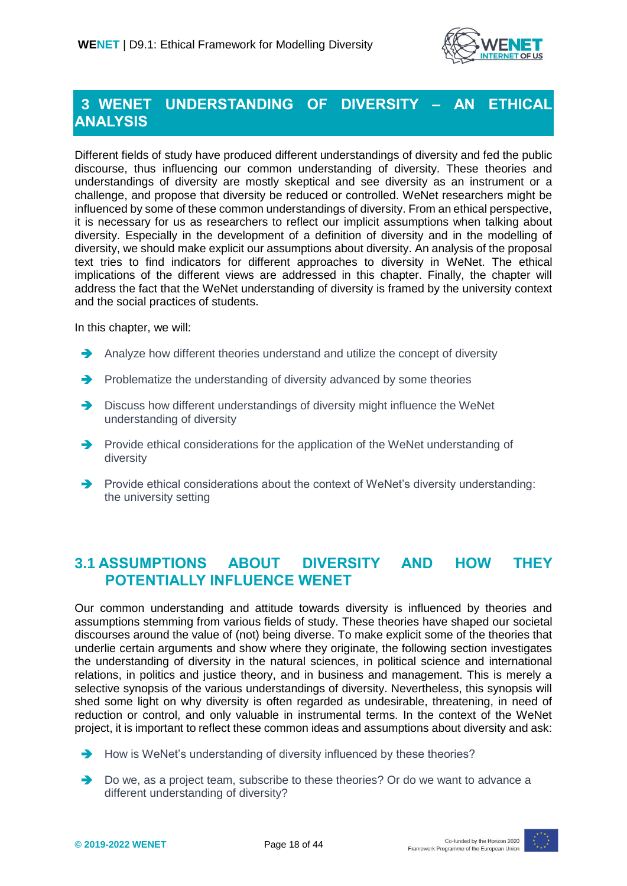# 3 WENET UNDERSTANDING OF DIVERSITY – AN ETHICAL ANALYSIS

Different fields of study have produced different understandings of diversity and fed the public discourse, thus influencing our common understanding of diversity. These theories and understandings of diversity are mostly skeptical and see diversity as an instrument or a challenge, and propose that diversity be reduced or controlled. WeNet researchers might be influenced by some of these common understandings of diversity. From an ethical perspective, it is necessary for us as researchers to reflect our implicit assumptions when talking about diversity. Especially in the development of a definition of diversity and in the modelling of diversity, we should make explicit our assumptions about diversity. An analysis of the proposal text tries to find indicators for different approaches to diversity in WeNet. The ethical implications of the different views are addressed in this chapter. Finally, the chapter will address the fact that the WeNet understanding of diversity is framed by the university context and the social practices of students.

In this chapter, we will:

- Analyze how different theories understand and utilize the concept of diversity
- Problematize the understanding of diversity advanced by some theories
- Discuss how different understandings of diversity might influence the WeNet understanding of diversity
- Provide ethical considerations for the application of the WeNet understanding of diversity
- Provide ethical considerations about the context of WeNet's diversity understanding: the university setting

## 3.1 ASSUMPTIONS ABOUT DIVERSITY AND HOW THEY POTENTIALLY INFLUENCE WENET

Our common understanding and attitude towards diversity is influenced by theories and assumptions stemming from various fields of study. These theories have shaped our societal discourses around the value of (not) being diverse. To make explicit some of the theories that underlie certain arguments and show where they originate, the following section investigates the understanding of diversity in the natural sciences, in political science and international relations, in politics and justice theory, and in business and management. This is merely a selective synopsis of the various understandings of diversity. Nevertheless, this synopsis will shed some light on why diversity is often regarded as undesirable, threatening, in need of reduction or control, and only valuable in instrumental terms. In the context of the WeNet project, it is important to reflect these common ideas and assumptions about diversity and ask:

- How is WeNet's understanding of diversity influenced by these theories?
- Do we, as a project team, subscribe to these theories? Or do we want to advance a different understanding of diversity?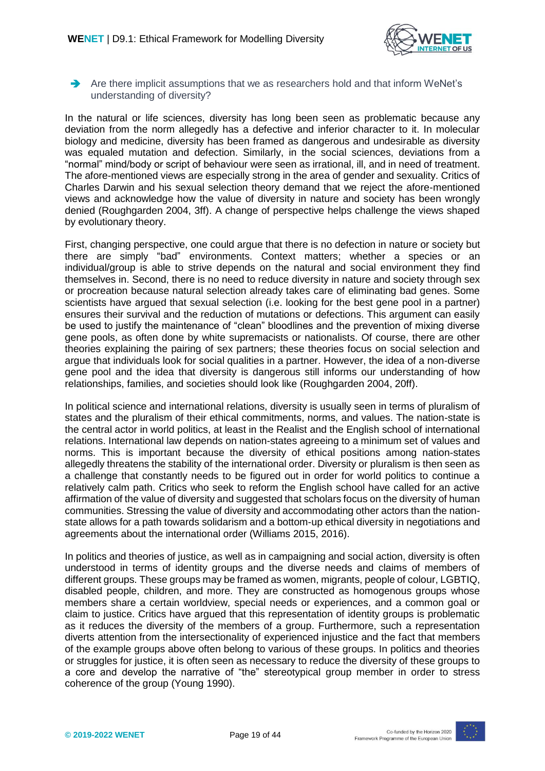- Are there implicit assumptions that we as researchers hold and that inform WeNet's understanding of diversity?

In the natural or life sciences, diversity has long been seen as problematic because any deviation from the norm allegedly has a defective and inferior character to it. In molecular biology and medicine, diversity has been framed as dangerous and undesirable as diversity was equaled mutation and defection. Similarly, in the social sciences, deviations from a "normal" mind/body or script of behaviour were seen as irrational, ill, and in need of treatment. The afore-mentioned views are especially strong in the area of gender and sexuality. Critics of Charles Darwin and his sexual selection theory demand that we reject the afore-mentioned views and acknowledge how the value of diversity in nature and society has been wrongly denied (Roughgarden 2004, 3ff). A change of perspective helps challenge the views shaped by evolutionary theory.

First, changing perspective, one could argue that there is no defection in nature or society but there are simply "bad" environments. Context matters; whether a species or an individual/group is able to strive depends on the natural and social environment they find themselves in. Second, there is no need to reduce diversity in nature and society through sex or procreation because natural selection already takes care of eliminating bad genes. Some scientists have argued that sexual selection (i.e. looking for the best gene pool in a partner) ensures their survival and the reduction of mutations or defections. This argument can easily be used to justify the maintenance of "clean" bloodlines and the prevention of mixing diverse gene pools, as often done by white supremacists or nationalists. Of course, there are other theories explaining the pairing of sex partners; these theories focus on social selection and argue that individuals look for social qualities in a partner. However, the idea of a non-diverse gene pool and the idea that diversity is dangerous still informs our understanding of how relationships, families, and societies should look like (Roughgarden 2004, 20ff).

In political science and international relations, diversity is usually seen in terms of pluralism of states and the pluralism of their ethical commitments, norms, and values. The nation-state is the central actor in world politics, at least in the Realist and the English school of international relations. International law depends on nation-states agreeing to a minimum set of values and norms. This is important because the diversity of ethical positions among nation-states allegedly threatens the stability of the international order. Diversity or pluralism is then seen as a challenge that constantly needs to be figured out in order for world politics to continue a relatively calm path. Critics who seek to reform the English school have called for an active affirmation of the value of diversity and suggested that scholars focus on the diversity of human communities. Stressing the value of diversity and accommodating other actors than the nation-state allows for a path towards solidarism and a bottom-up ethical diversity in negotiations and agreements about the international order (Williams 2015, 2016).

In politics and theories of justice, as well as in campaigning and social action, diversity is often understood in terms of identity groups and the diverse needs and claims of members of different groups. These groups may be framed as women, migrants, people of colour, LGBTIQ, disabled people, children, and more. They are constructed as homogenous groups whose members share a certain worldview, special needs or experiences, and a common goal or claim to justice. Critics have argued that this representation of identity groups is problematic as it reduces the diversity of the members of a group. Furthermore, such a representation diverts attention from the intersectionality of experienced injustice and the fact that members of the example groups above often belong to various of these groups. In politics and theories or struggles for justice, it is often seen as necessary to reduce the diversity of these groups to a core and develop the narrative of "the" stereotypical group member in order to stress coherence of the group (Young 1990).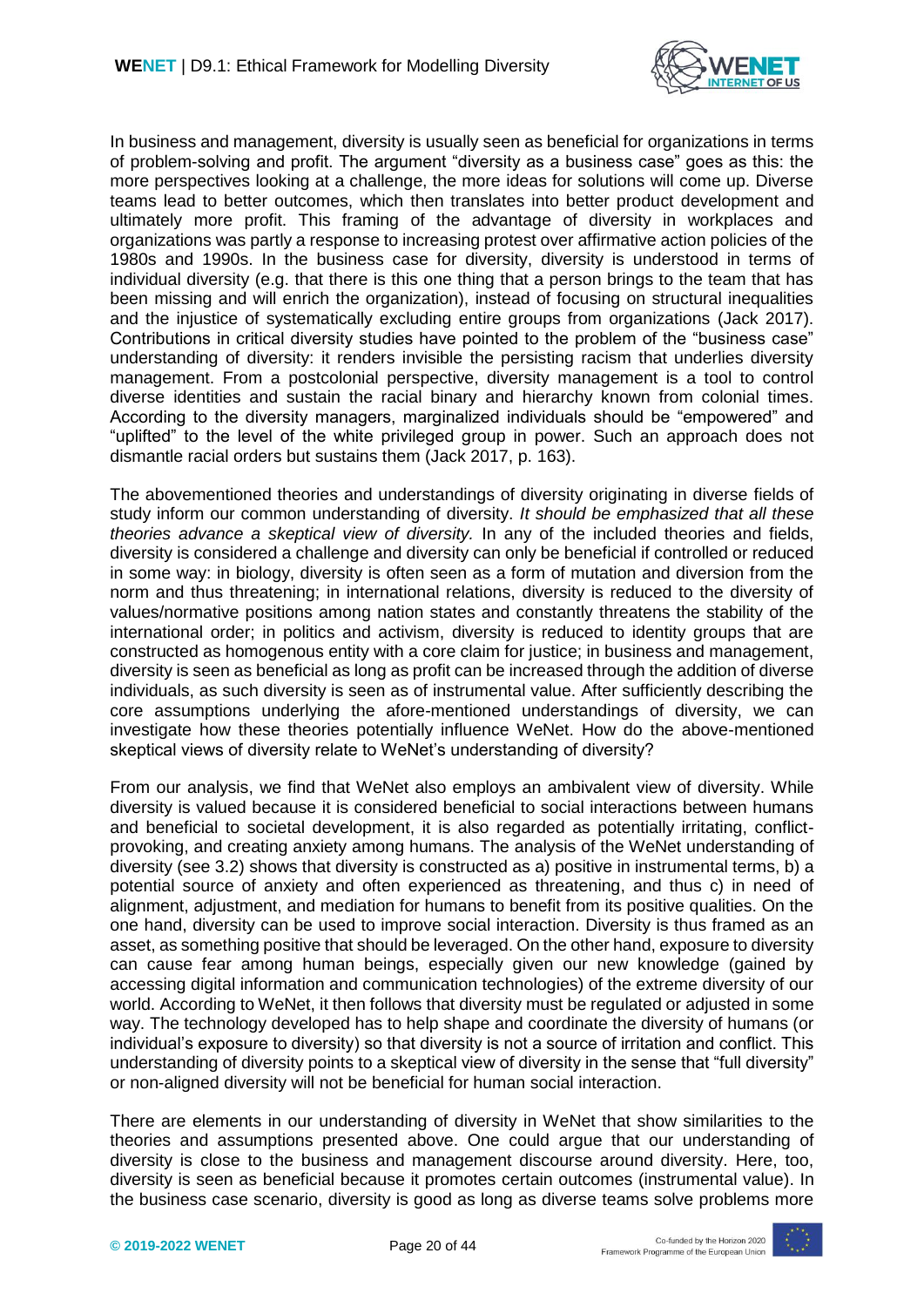In business and management, diversity is usually seen as beneficial for organizations in terms of problem-solving and profit. The argument "diversity as a business case" goes as this: the more perspectives looking at a challenge, the more ideas for solutions will come up. Diverse teams lead to better outcomes, which then translates into better product development and ultimately more profit. This framing of the advantage of diversity in workplaces and organizations was partly a response to increasing protest over affirmative action policies of the 1980s and 1990s. In the business case for diversity, diversity is understood in terms of individual diversity (e.g. that there is this one thing that a person brings to the team that has been missing and will enrich the organization), instead of focusing on structural inequalities and the injustice of systematically excluding entire groups from organizations (Jack 2017). Contributions in critical diversity studies have pointed to the problem of the "business case" understanding of diversity: it renders invisible the persisting racism that underlies diversity management. From a postcolonial perspective, diversity management is a tool to control diverse identities and sustain the racial binary and hierarchy known from colonial times. According to the diversity managers, marginalized individuals should be "empowered" and "uplifted" to the level of the white privileged group in power. Such an approach does not dismantle racial orders but sustains them (Jack 2017, p. 163).

The abovementioned theories and understandings of diversity originating in diverse fields of study inform our common understanding of diversity. *It should be emphasized that all these theories advance a skeptical view of diversity.* In any of the included theories and fields, diversity is considered a challenge and diversity can only be beneficial if controlled or reduced in some way: in biology, diversity is often seen as a form of mutation and diversion from the norm and thus threatening; in international relations, diversity is reduced to the diversity of values/normative positions among nation states and constantly threatens the stability of the international order; in politics and activism, diversity is reduced to identity groups that are constructed as homogenous entity with a core claim for justice; in business and management, diversity is seen as beneficial as long as profit can be increased through the addition of diverse individuals, as such diversity is seen as of instrumental value. After sufficiently describing the core assumptions underlying the afore-mentioned understandings of diversity, we can investigate how these theories potentially influence WeNet. How do the above-mentioned skeptical views of diversity relate to WeNet's understanding of diversity?

From our analysis, we find that WeNet also employs an ambivalent view of diversity. While diversity is valued because it is considered beneficial to social interactions between humans and beneficial to societal development, it is also regarded as potentially irritating, conflict-provoking, and creating anxiety among humans. The analysis of the WeNet understanding of diversity (see 3.2) shows that diversity is constructed as a) positive in instrumental terms, b) a potential source of anxiety and often experienced as threatening, and thus c) in need of alignment, adjustment, and mediation for humans to benefit from its positive qualities. On the one hand, diversity can be used to improve social interaction. Diversity is thus framed as an asset, as something positive that should be leveraged. On the other hand, exposure to diversity can cause fear among human beings, especially given our new knowledge (gained by accessing digital information and communication technologies) of the extreme diversity of our world. According to WeNet, it then follows that diversity must be regulated or adjusted in some way. The technology developed has to help shape and coordinate the diversity of humans (or individual's exposure to diversity) so that diversity is not a source of irritation and conflict. This understanding of diversity points to a skeptical view of diversity in the sense that "full diversity" or non-aligned diversity will not be beneficial for human social interaction.

There are elements in our understanding of diversity in WeNet that show similarities to the theories and assumptions presented above. One could argue that our understanding of diversity is close to the business and management discourse around diversity. Here, too, diversity is seen as beneficial because it promotes certain outcomes (instrumental value). In the business case scenario, diversity is good as long as diverse teams solve problems more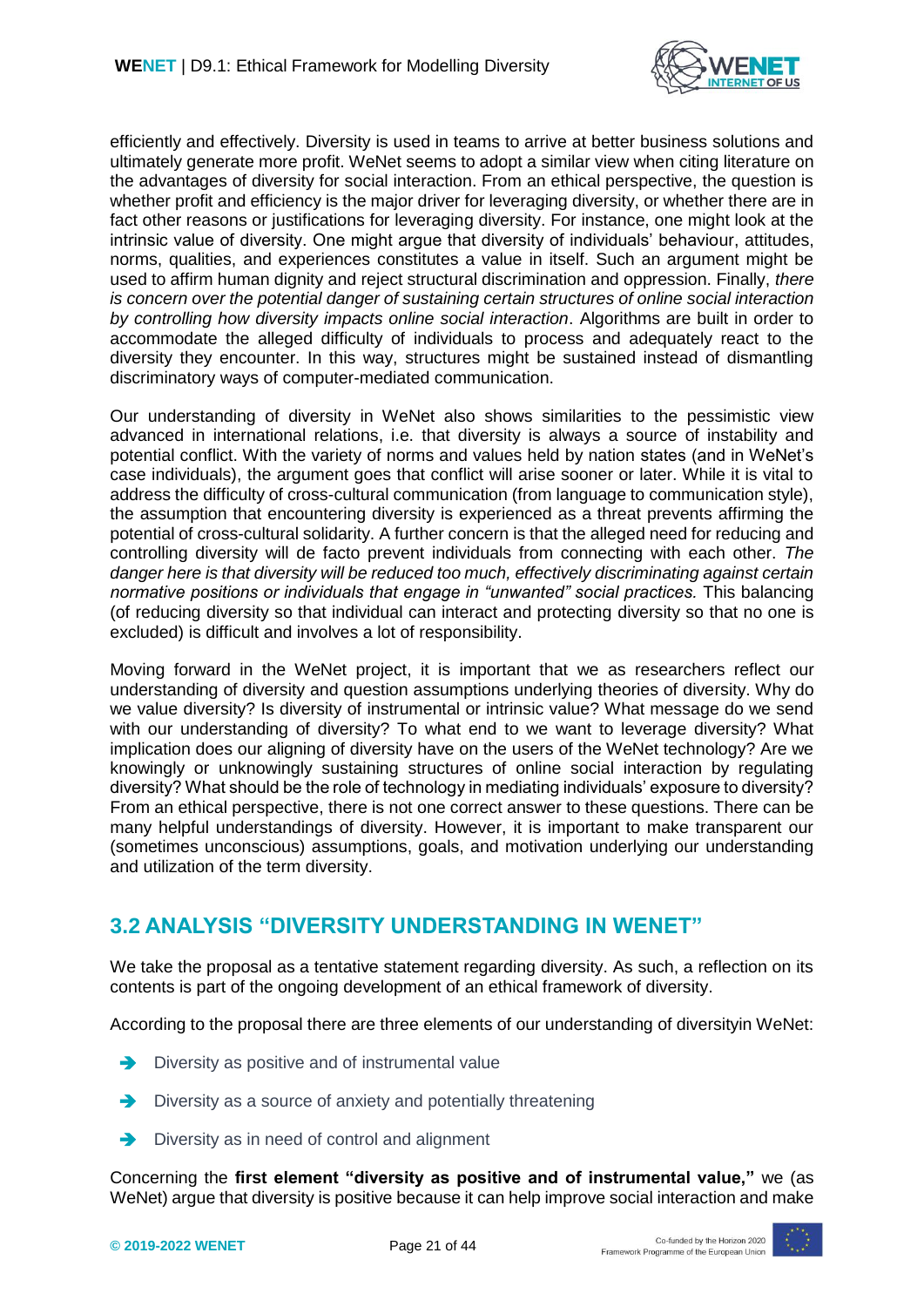efficiently and effectively. Diversity is used in teams to arrive at better business solutions and ultimately generate more profit. WeNet seems to adopt a similar view when citing literature on the advantages of diversity for social interaction. From an ethical perspective, the question is whether profit and efficiency is the major driver for leveraging diversity, or whether there are in fact other reasons or justifications for leveraging diversity. For instance, one might look at the intrinsic value of diversity. One might argue that diversity of individuals' behaviour, attitudes, norms, qualities, and experiences constitutes a value in itself. Such an argument might be used to affirm human dignity and reject structural discrimination and oppression. Finally, *there is concern over the potential danger of sustaining certain structures of online social interaction by controlling how diversity impacts online social interaction*. Algorithms are built in order to accommodate the alleged difficulty of individuals to process and adequately react to the diversity they encounter. In this way, structures might be sustained instead of dismantling discriminatory ways of computer-mediated communication.

Our understanding of diversity in WeNet also shows similarities to the pessimistic view advanced in international relations, i.e. that diversity is always a source of instability and potential conflict. With the variety of norms and values held by nation states (and in WeNet's case individuals), the argument goes that conflict will arise sooner or later. While it is vital to address the difficulty of cross-cultural communication (from language to communication style), the assumption that encountering diversity is experienced as a threat prevents affirming the potential of cross-cultural solidarity. A further concern is that the alleged need for reducing and controlling diversity will de facto prevent individuals from connecting with each other. *The danger here is that diversity will be reduced too much, effectively discriminating against certain normative positions or individuals that engage in "unwanted" social practices.* This balancing (of reducing diversity so that individual can interact and protecting diversity so that no one is excluded) is difficult and involves a lot of responsibility.

Moving forward in the WeNet project, it is important that we as researchers reflect our understanding of diversity and question assumptions underlying theories of diversity. Why do we value diversity? Is diversity of instrumental or intrinsic value? What message do we send with our understanding of diversity? To what end to we want to leverage diversity? What implication does our aligning of diversity have on the users of the WeNet technology? Are we knowingly or unknowingly sustaining structures of online social interaction by regulating diversity? What should be the role of technology in mediating individuals' exposure to diversity? From an ethical perspective, there is not one correct answer to these questions. There can be many helpful understandings of diversity. However, it is important to make transparent our (sometimes unconscious) assumptions, goals, and motivation underlying our understanding and utilization of the term diversity.

## 3.2 ANALYSIS "DIVERSITY UNDERSTANDING IN WENET"

We take the proposal as a tentative statement regarding diversity. As such, a reflection on its contents is part of the ongoing development of an ethical framework of diversity.

According to the proposal there are three elements of our understanding of diversityin WeNet:

- Diversity as positive and of instrumental value
- Diversity as a source of anxiety and potentially threatening
- Diversity as in need of control and alignment

Concerning the **first element "diversity as positive and of instrumental value,"** we (as WeNet) argue that diversity is positive because it can help improve social interaction and make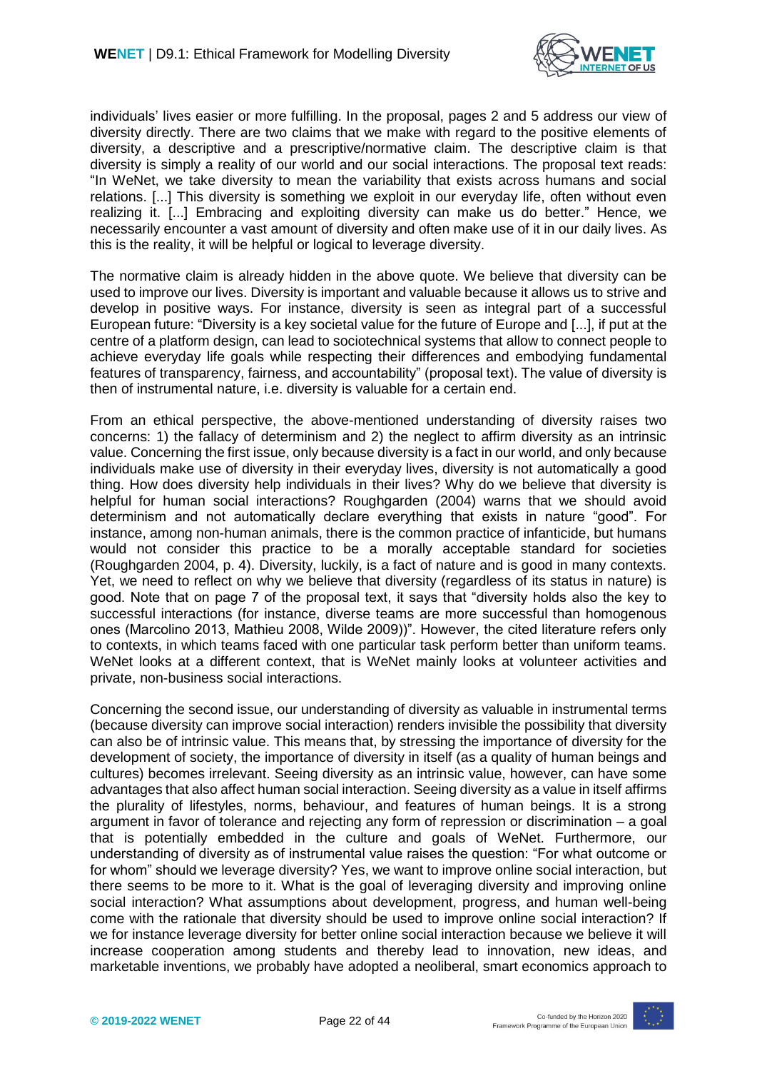individuals' lives easier or more fulfilling. In the proposal, pages 2 and 5 address our view of diversity directly. There are two claims that we make with regard to the positive elements of diversity, a descriptive and a prescriptive/normative claim. The descriptive claim is that diversity is simply a reality of our world and our social interactions. The proposal text reads: "In WeNet, we take diversity to mean the variability that exists across humans and social relations. [...] This diversity is something we exploit in our everyday life, often without even realizing it. [...] Embracing and exploiting diversity can make us do better." Hence, we necessarily encounter a vast amount of diversity and often make use of it in our daily lives. As this is the reality, it will be helpful or logical to leverage diversity.

The normative claim is already hidden in the above quote. We believe that diversity can be used to improve our lives. Diversity is important and valuable because it allows us to strive and develop in positive ways. For instance, diversity is seen as integral part of a successful European future: "Diversity is a key societal value for the future of Europe and [...], if put at the centre of a platform design, can lead to sociotechnical systems that allow to connect people to achieve everyday life goals while respecting their differences and embodying fundamental features of transparency, fairness, and accountability" (proposal text). The value of diversity is then of instrumental nature, i.e. diversity is valuable for a certain end.

From an ethical perspective, the above-mentioned understanding of diversity raises two concerns: 1) the fallacy of determinism and 2) the neglect to affirm diversity as an intrinsic value. Concerning the first issue, only because diversity is a fact in our world, and only because individuals make use of diversity in their everyday lives, diversity is not automatically a good thing. How does diversity help individuals in their lives? Why do we believe that diversity is helpful for human social interactions? Roughgarden (2004) warns that we should avoid determinism and not automatically declare everything that exists in nature "good". For instance, among non-human animals, there is the common practice of infanticide, but humans would not consider this practice to be a morally acceptable standard for societies (Roughgarden 2004, p. 4). Diversity, luckily, is a fact of nature and is good in many contexts. Yet, we need to reflect on why we believe that diversity (regardless of its status in nature) is good. Note that on page 7 of the proposal text, it says that "diversity holds also the key to successful interactions (for instance, diverse teams are more successful than homogenous ones (Marcolino 2013, Mathieu 2008, Wilde 2009))". However, the cited literature refers only to contexts, in which teams faced with one particular task perform better than uniform teams. WeNet looks at a different context, that is WeNet mainly looks at volunteer activities and private, non-business social interactions.

Concerning the second issue, our understanding of diversity as valuable in instrumental terms (because diversity can improve social interaction) renders invisible the possibility that diversity can also be of intrinsic value. This means that, by stressing the importance of diversity for the development of society, the importance of diversity in itself (as a quality of human beings and cultures) becomes irrelevant. Seeing diversity as an intrinsic value, however, can have some advantages that also affect human social interaction. Seeing diversity as a value in itself affirms the plurality of lifestyles, norms, behaviour, and features of human beings. It is a strong argument in favor of tolerance and rejecting any form of repression or discrimination – a goal that is potentially embedded in the culture and goals of WeNet. Furthermore, our understanding of diversity as of instrumental value raises the question: "For what outcome or for whom" should we leverage diversity? Yes, we want to improve online social interaction, but there seems to be more to it. What is the goal of leveraging diversity and improving online social interaction? What assumptions about development, progress, and human well-being come with the rationale that diversity should be used to improve online social interaction? If we for instance leverage diversity for better online social interaction because we believe it will increase cooperation among students and thereby lead to innovation, new ideas, and marketable inventions, we probably have adopted a neoliberal, smart economics approach to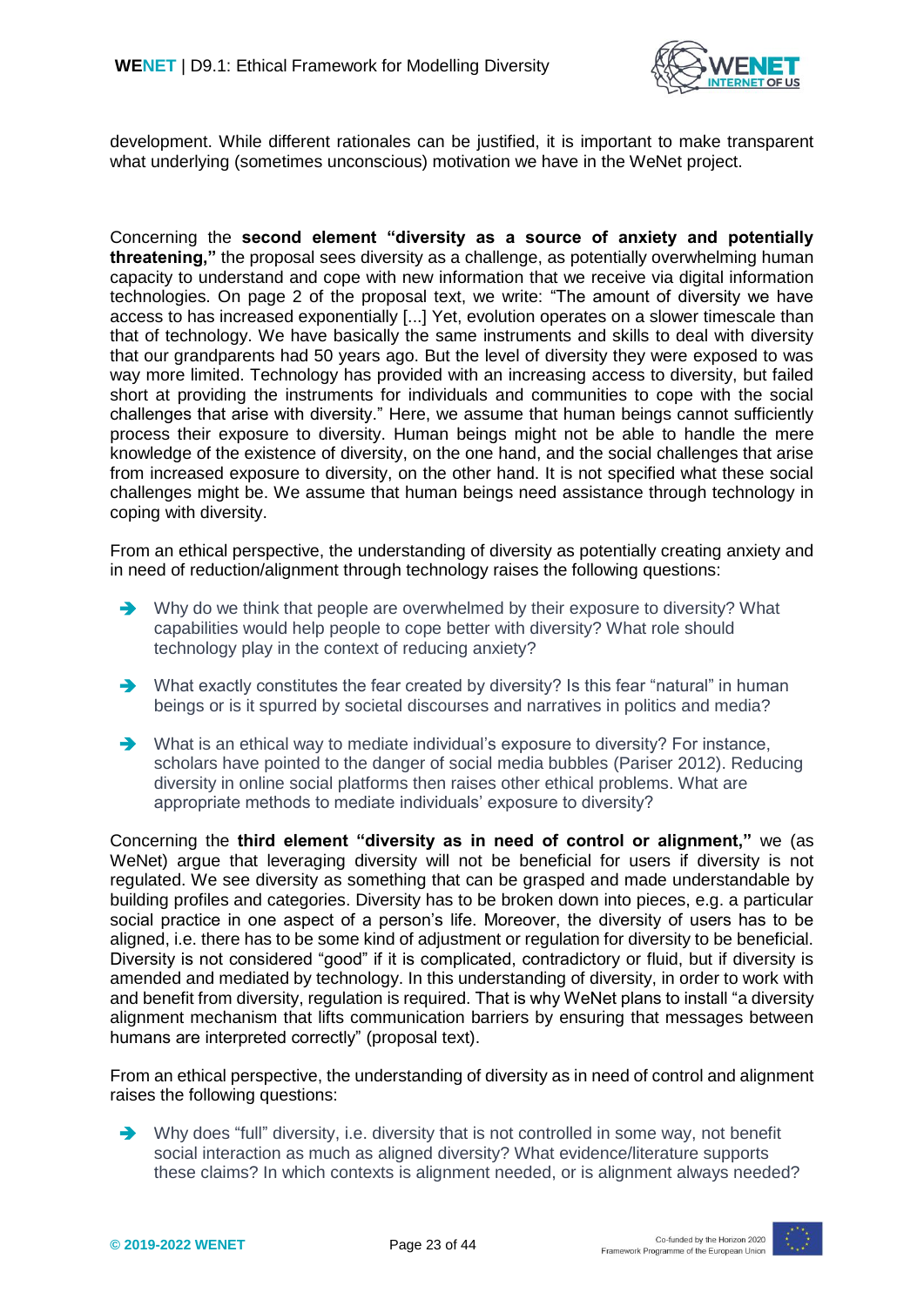development. While different rationales can be justified, it is important to make transparent what underlying (sometimes unconscious) motivation we have in the WeNet project.

Concerning the **second element "diversity as a source of anxiety and potentially threatening,"** the proposal sees diversity as a challenge, as potentially overwhelming human capacity to understand and cope with new information that we receive via digital information technologies. On page 2 of the proposal text, we write: "The amount of diversity we have access to has increased exponentially [...] Yet, evolution operates on a slower timescale than that of technology. We have basically the same instruments and skills to deal with diversity that our grandparents had 50 years ago. But the level of diversity they were exposed to was way more limited. Technology has provided with an increasing access to diversity, but failed short at providing the instruments for individuals and communities to cope with the social challenges that arise with diversity." Here, we assume that human beings cannot sufficiently process their exposure to diversity. Human beings might not be able to handle the mere knowledge of the existence of diversity, on the one hand, and the social challenges that arise from increased exposure to diversity, on the other hand. It is not specified what these social challenges might be. We assume that human beings need assistance through technology in coping with diversity.

From an ethical perspective, the understanding of diversity as potentially creating anxiety and in need of reduction/alignment through technology raises the following questions:

- Why do we think that people are overwhelmed by their exposure to diversity? What capabilities would help people to cope better with diversity? What role should technology play in the context of reducing anxiety?
- What exactly constitutes the fear created by diversity? Is this fear "natural" in human beings or is it spurred by societal discourses and narratives in politics and media?
- What is an ethical way to mediate individual's exposure to diversity? For instance, scholars have pointed to the danger of social media bubbles (Pariser 2012). Reducing diversity in online social platforms then raises other ethical problems. What are appropriate methods to mediate individuals' exposure to diversity?

Concerning the **third element "diversity as in need of control or alignment,"** we (as WeNet) argue that leveraging diversity will not be beneficial for users if diversity is not regulated. We see diversity as something that can be grasped and made understandable by building profiles and categories. Diversity has to be broken down into pieces, e.g. a particular social practice in one aspect of a person's life. Moreover, the diversity of users has to be aligned, i.e. there has to be some kind of adjustment or regulation for diversity to be beneficial. Diversity is not considered "good" if it is complicated, contradictory or fluid, but if diversity is amended and mediated by technology. In this understanding of diversity, in order to work with and benefit from diversity, regulation is required. That is why WeNet plans to install "a diversity alignment mechanism that lifts communication barriers by ensuring that messages between humans are interpreted correctly" (proposal text).

From an ethical perspective, the understanding of diversity as in need of control and alignment raises the following questions:

- Why does "full" diversity, i.e. diversity that is not controlled in some way, not benefit social interaction as much as aligned diversity? What evidence/literature supports these claims? In which contexts is alignment needed, or is alignment always needed?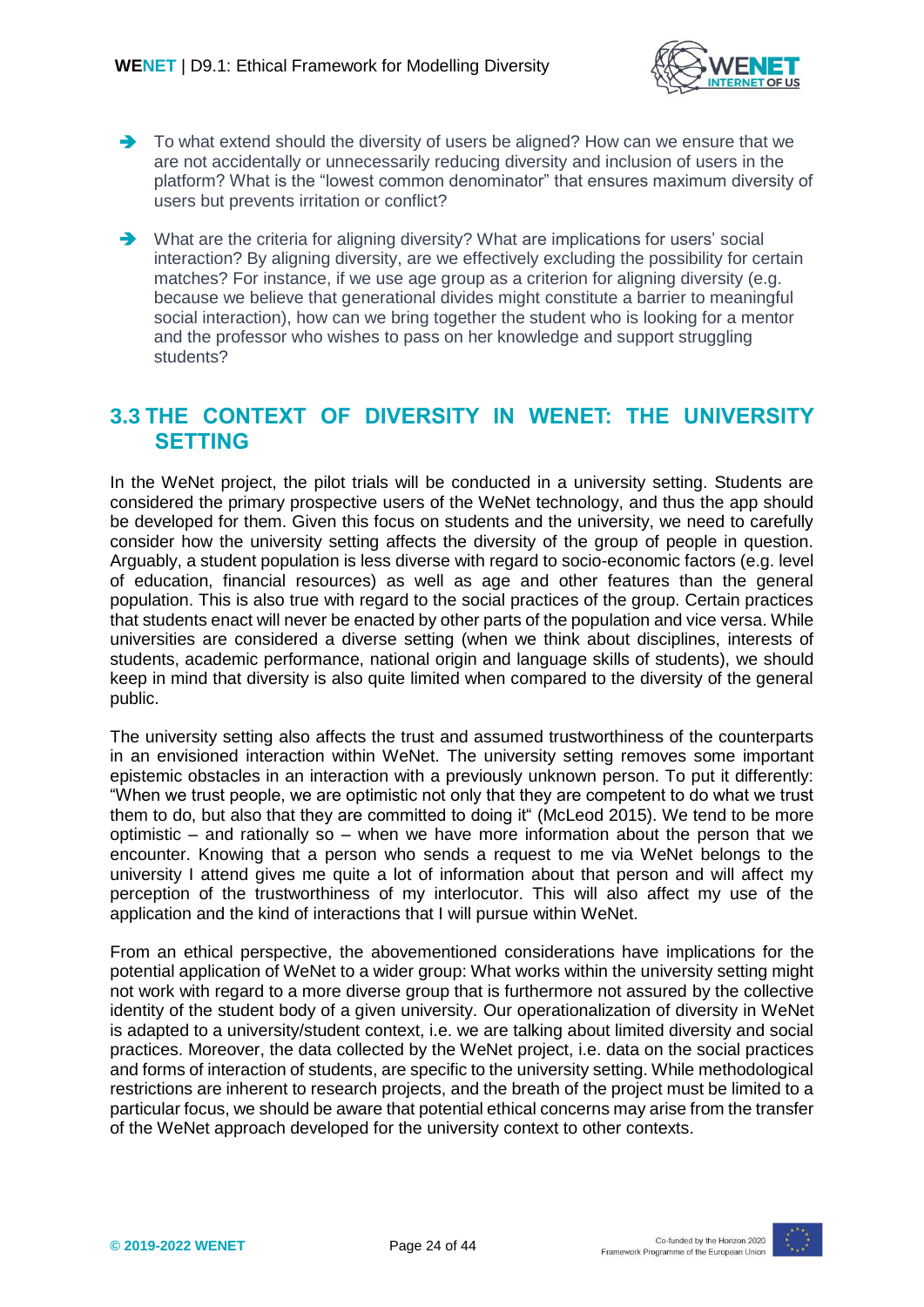- To what extend should the diversity of users be aligned? How can we ensure that we are not accidentally or unnecessarily reducing diversity and inclusion of users in the platform? What is the "lowest common denominator" that ensures maximum diversity of users but prevents irritation or conflict?
- What are the criteria for aligning diversity? What are implications for users' social interaction? By aligning diversity, are we effectively excluding the possibility for certain matches? For instance, if we use age group as a criterion for aligning diversity (e.g. because we believe that generational divides might constitute a barrier to meaningful social interaction), how can we bring together the student who is looking for a mentor and the professor who wishes to pass on her knowledge and support struggling students?

## 3.3 THE CONTEXT OF DIVERSITY IN WENET: THE UNIVERSITY SETTING

In the WeNet project, the pilot trials will be conducted in a university setting. Students are considered the primary prospective users of the WeNet technology, and thus the app should be developed for them. Given this focus on students and the university, we need to carefully consider how the university setting affects the diversity of the group of people in question. Arguably, a student population is less diverse with regard to socio-economic factors (e.g. level of education, financial resources) as well as age and other features than the general population. This is also true with regard to the social practices of the group. Certain practices that students enact will never be enacted by other parts of the population and vice versa. While universities are considered a diverse setting (when we think about disciplines, interests of students, academic performance, national origin and language skills of students), we should keep in mind that diversity is also quite limited when compared to the diversity of the general public.

The university setting also affects the trust and assumed trustworthiness of the counterparts in an envisioned interaction within WeNet. The university setting removes some important epistemic obstacles in an interaction with a previously unknown person. To put it differently: "When we trust people, we are optimistic not only that they are competent to do what we trust them to do, but also that they are committed to doing it" (McLeod 2015). We tend to be more optimistic – and rationally so – when we have more information about the person that we encounter. Knowing that a person who sends a request to me via WeNet belongs to the university I attend gives me quite a lot of information about that person and will affect my perception of the trustworthiness of my interlocutor. This will also affect my use of the application and the kind of interactions that I will pursue within WeNet.

From an ethical perspective, the abovementioned considerations have implications for the potential application of WeNet to a wider group: What works within the university setting might not work with regard to a more diverse group that is furthermore not assured by the collective identity of the student body of a given university. Our operationalization of diversity in WeNet is adapted to a university/student context, i.e. we are talking about limited diversity and social practices. Moreover, the data collected by the WeNet project, i.e. data on the social practices and forms of interaction of students, are specific to the university setting. While methodological restrictions are inherent to research projects, and the breath of the project must be limited to a particular focus, we should be aware that potential ethical concerns may arise from the transfer of the WeNet approach developed for the university context to other contexts.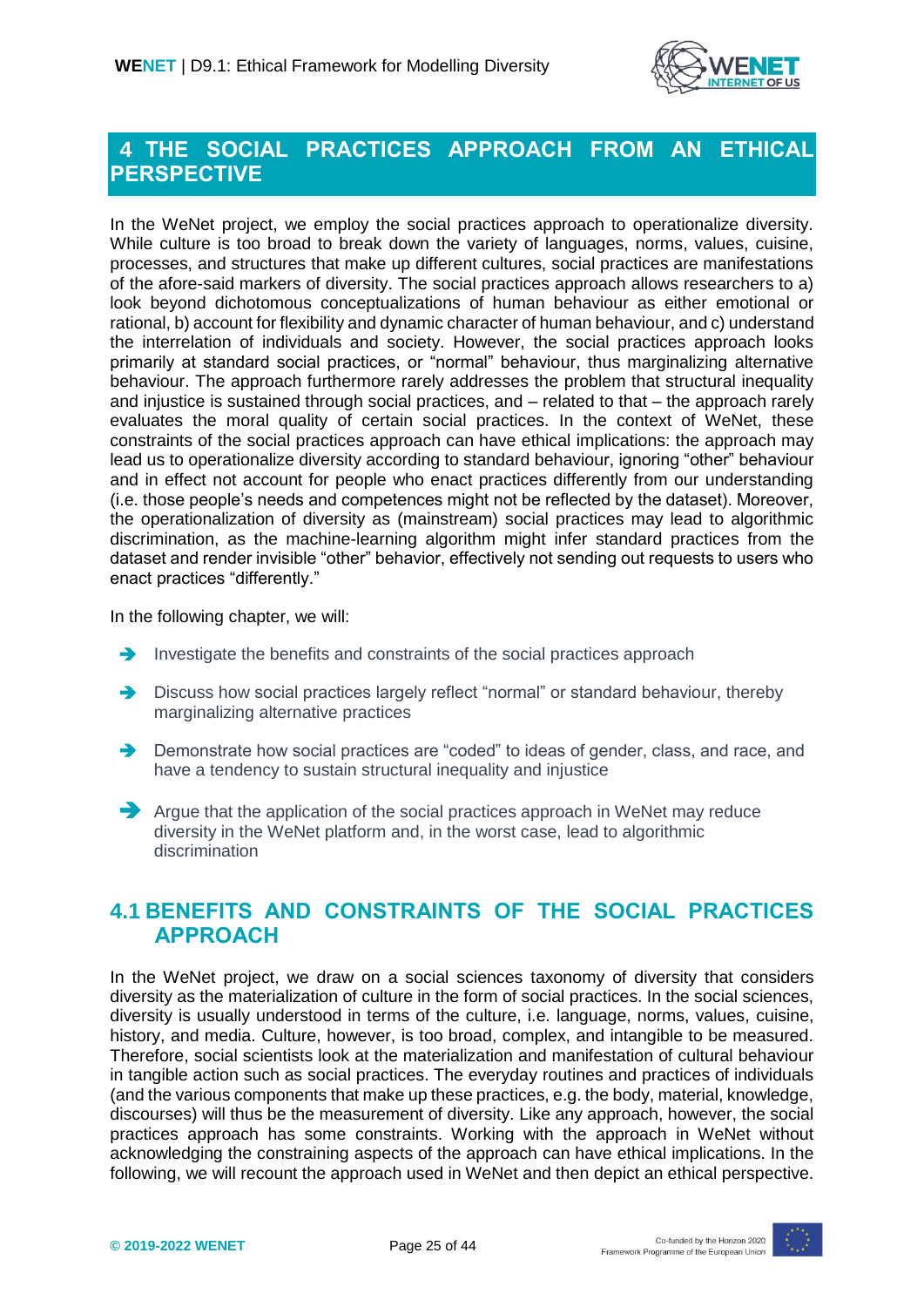# 4 THE SOCIAL PRACTICES APPROACH FROM AN ETHICAL PERSPECTIVE

In the WeNet project, we employ the social practices approach to operationalize diversity. While culture is too broad to break down the variety of languages, norms, values, cuisine, processes, and structures that make up different cultures, social practices are manifestations of the afore-said markers of diversity. The social practices approach allows researchers to a) look beyond dichotomous conceptualizations of human behaviour as either emotional or rational, b) account for flexibility and dynamic character of human behaviour, and c) understand the interrelation of individuals and society. However, the social practices approach looks primarily at standard social practices, or "normal" behaviour, thus marginalizing alternative behaviour. The approach furthermore rarely addresses the problem that structural inequality and injustice is sustained through social practices, and – related to that – the approach rarely evaluates the moral quality of certain social practices. In the context of WeNet, these constraints of the social practices approach can have ethical implications: the approach may lead us to operationalize diversity according to standard behaviour, ignoring "other" behaviour and in effect not account for people who enact practices differently from our understanding (i.e. those people's needs and competences might not be reflected by the dataset). Moreover, the operationalization of diversity as (mainstream) social practices may lead to algorithmic discrimination, as the machine-learning algorithm might infer standard practices from the dataset and render invisible "other" behavior, effectively not sending out requests to users who enact practices "differently."

In the following chapter, we will:

- Investigate the benefits and constraints of the social practices approach
- Discuss how social practices largely reflect "normal" or standard behaviour, thereby marginalizing alternative practices
- Demonstrate how social practices are "coded" to ideas of gender, class, and race, and have a tendency to sustain structural inequality and injustice
- Argue that the application of the social practices approach in WeNet may reduce diversity in the WeNet platform and, in the worst case, lead to algorithmic discrimination

## 4.1 BENEFITS AND CONSTRAINTS OF THE SOCIAL PRACTICES APPROACH

In the WeNet project, we draw on a social sciences taxonomy of diversity that considers diversity as the materialization of culture in the form of social practices. In the social sciences, diversity is usually understood in terms of the culture, i.e. language, norms, values, cuisine, history, and media. Culture, however, is too broad, complex, and intangible to be measured. Therefore, social scientists look at the materialization and manifestation of cultural behaviour in tangible action such as social practices. The everyday routines and practices of individuals (and the various components that make up these practices, e.g. the body, material, knowledge, discourses) will thus be the measurement of diversity. Like any approach, however, the social practices approach has some constraints. Working with the approach in WeNet without acknowledging the constraining aspects of the approach can have ethical implications. In the following, we will recount the approach used in WeNet and then depict an ethical perspective.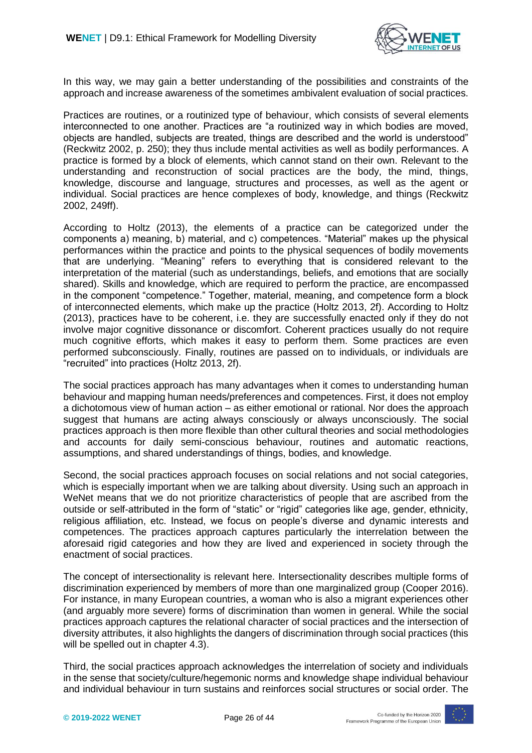In this way, we may gain a better understanding of the possibilities and constraints of the approach and increase awareness of the sometimes ambivalent evaluation of social practices.

Practices are routines, or a routinized type of behaviour, which consists of several elements interconnected to one another. Practices are "a routinized way in which bodies are moved, objects are handled, subjects are treated, things are described and the world is understood" (Reckwitz 2002, p. 250); they thus include mental activities as well as bodily performances. A practice is formed by a block of elements, which cannot stand on their own. Relevant to the understanding and reconstruction of social practices are the body, the mind, things, knowledge, discourse and language, structures and processes, as well as the agent or individual. Social practices are hence complexes of body, knowledge, and things (Reckwitz 2002, 249ff).

According to Holtz (2013), the elements of a practice can be categorized under the components a) meaning, b) material, and c) competences. "Material" makes up the physical performances within the practice and points to the physical sequences of bodily movements that are underlying. "Meaning" refers to everything that is considered relevant to the interpretation of the material (such as understandings, beliefs, and emotions that are socially shared). Skills and knowledge, which are required to perform the practice, are encompassed in the component "competence." Together, material, meaning, and competence form a block of interconnected elements, which make up the practice (Holtz 2013, 2f). According to Holtz (2013), practices have to be coherent, i.e. they are successfully enacted only if they do not involve major cognitive dissonance or discomfort. Coherent practices usually do not require much cognitive efforts, which makes it easy to perform them. Some practices are even performed subconsciously. Finally, routines are passed on to individuals, or individuals are "recruited" into practices (Holtz 2013, 2f).

The social practices approach has many advantages when it comes to understanding human behaviour and mapping human needs/preferences and competences. First, it does not employ a dichotomous view of human action – as either emotional or rational. Nor does the approach suggest that humans are acting always consciously or always unconsciously. The social practices approach is then more flexible than other cultural theories and social methodologies and accounts for daily semi-conscious behaviour, routines and automatic reactions, assumptions, and shared understandings of things, bodies, and knowledge.

Second, the social practices approach focuses on social relations and not social categories, which is especially important when we are talking about diversity. Using such an approach in WeNet means that we do not prioritize characteristics of people that are ascribed from the outside or self-attributed in the form of "static" or "rigid" categories like age, gender, ethnicity, religious affiliation, etc. Instead, we focus on people's diverse and dynamic interests and competences. The practices approach captures particularly the interrelation between the aforesaid rigid categories and how they are lived and experienced in society through the enactment of social practices.

The concept of intersectionality is relevant here. Intersectionality describes multiple forms of discrimination experienced by members of more than one marginalized group (Cooper 2016). For instance, in many European countries, a woman who is also a migrant experiences other (and arguably more severe) forms of discrimination than women in general. While the social practices approach captures the relational character of social practices and the intersection of diversity attributes, it also highlights the dangers of discrimination through social practices (this will be spelled out in chapter 4.3).

Third, the social practices approach acknowledges the interrelation of society and individuals in the sense that society/culture/hegemonic norms and knowledge shape individual behaviour and individual behaviour in turn sustains and reinforces social structures or social order. The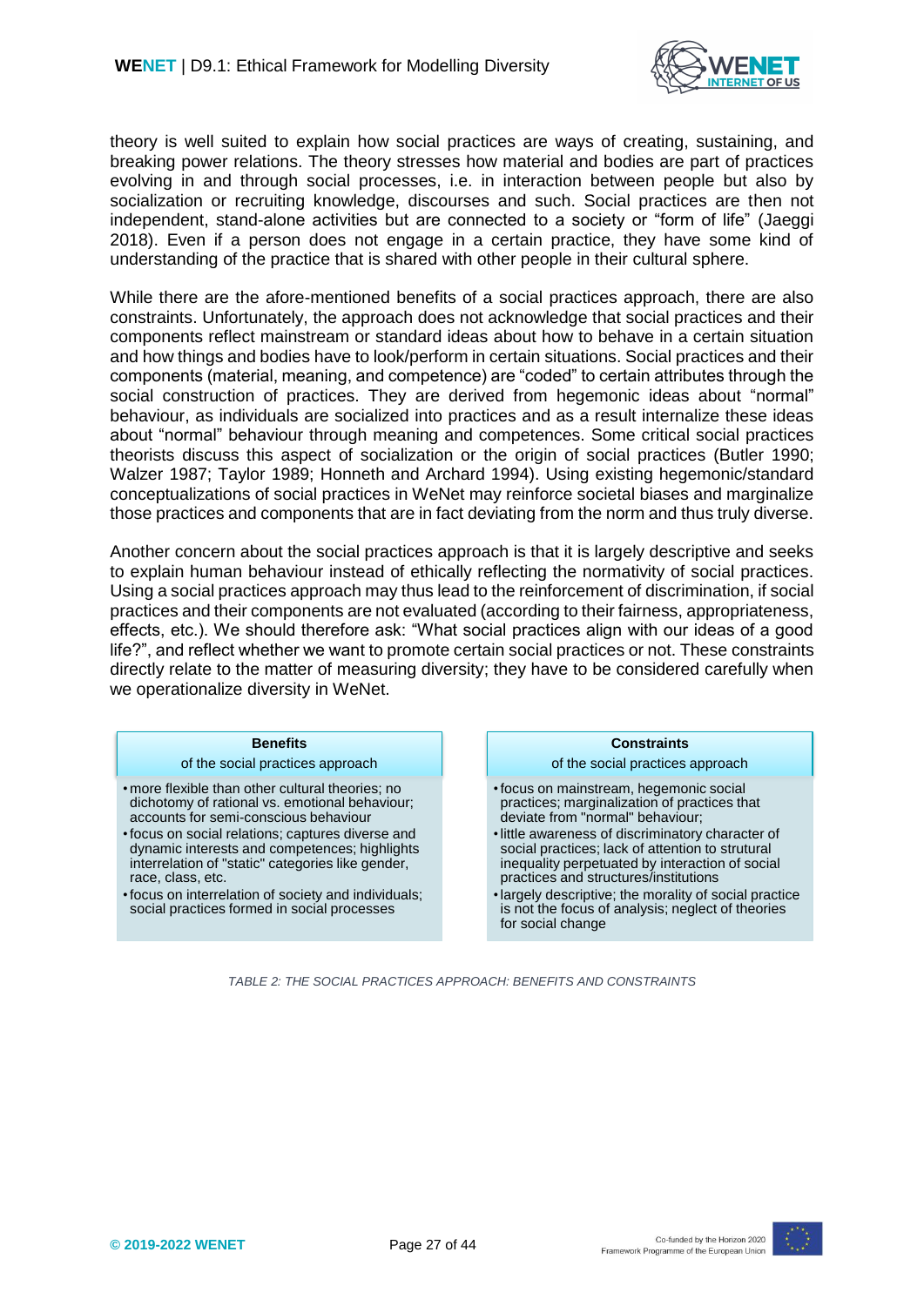theory is well suited to explain how social practices are ways of creating, sustaining, and breaking power relations. The theory stresses how material and bodies are part of practices evolving in and through social processes, i.e. in interaction between people but also by socialization or recruiting knowledge, discourses and such. Social practices are then not independent, stand-alone activities but are connected to a society or "form of life" (Jaeggi 2018). Even if a person does not engage in a certain practice, they have some kind of understanding of the practice that is shared with other people in their cultural sphere.

While there are the afore-mentioned benefits of a social practices approach, there are also constraints. Unfortunately, the approach does not acknowledge that social practices and their components reflect mainstream or standard ideas about how to behave in a certain situation and how things and bodies have to look/perform in certain situations. Social practices and their components (material, meaning, and competence) are "coded" to certain attributes through the social construction of practices. They are derived from hegemonic ideas about "normal" behaviour, as individuals are socialized into practices and as a result internalize these ideas about "normal" behaviour through meaning and competences. Some critical social practices theorists discuss this aspect of socialization or the origin of social practices (Butler 1990; Walzer 1987; Taylor 1989; Honneth and Archard 1994). Using existing hegemonic/standard conceptualizations of social practices in WeNet may reinforce societal biases and marginalize those practices and components that are in fact deviating from the norm and thus truly diverse.

Another concern about the social practices approach is that it is largely descriptive and seeks to explain human behaviour instead of ethically reflecting the normativity of social practices. Using a social practices approach may thus lead to the reinforcement of discrimination, if social practices and their components are not evaluated (according to their fairness, appropriateness, effects, etc.). We should therefore ask: "What social practices align with our ideas of a good life?", and reflect whether we want to promote certain social practices or not. These constraints directly relate to the matter of measuring diversity; they have to be considered carefully when we operationalize diversity in WeNet.

| **Benefits** of the social practices approach | **Constraints** of the social practices approach |
|---|---|
| • more flexible than other cultural theories; no dichotomy of rational vs. emotional behaviour; accounts for semi-conscious behaviour<br>• focus on social relations; captures diverse and dynamic interests and competences; highlights interrelation of "static" categories like gender, race, class, etc.<br>• focus on interrelation of society and individuals; social practices formed in social processes | • focus on mainstream, hegemonic social practices; marginalization of practices that deviate from "normal" behaviour;<br>• little awareness of discriminatory character of social practices; lack of attention to strutural inequality perpetuated by interaction of social practices and structures/institutions<br>• largely descriptive; the morality of social practice is not the focus of analysis; neglect of theories for social change |

*TABLE 2: THE SOCIAL PRACTICES APPROACH: BENEFITS AND CONSTRAINTS*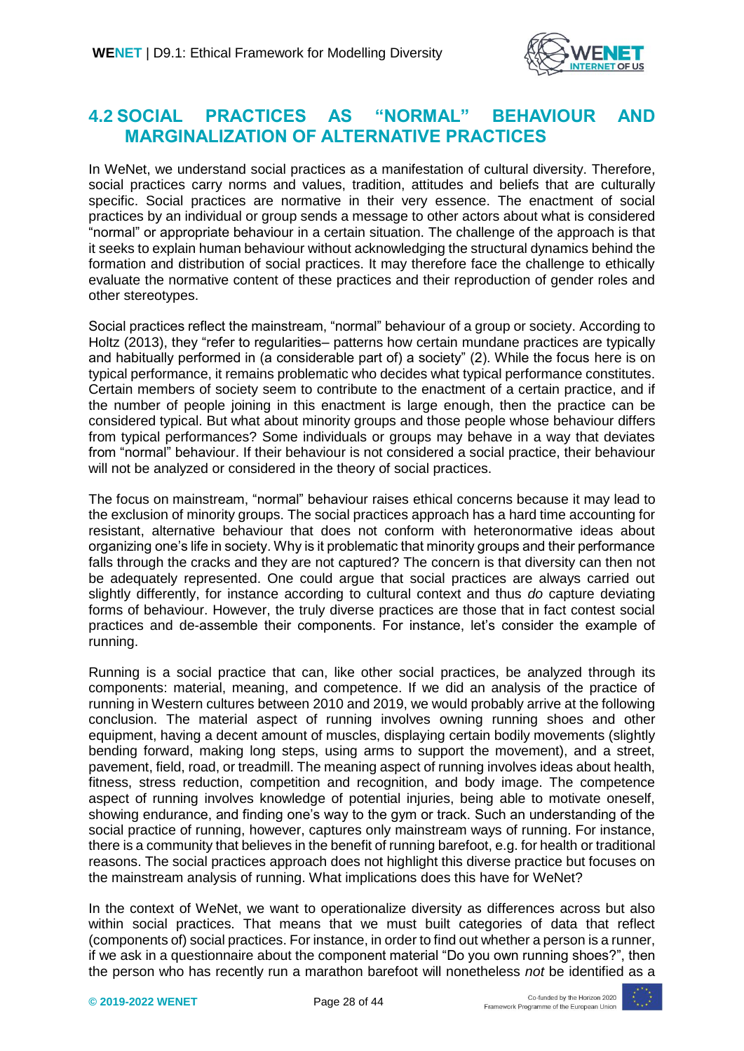## 4.2 SOCIAL PRACTICES AS "NORMAL" BEHAVIOUR AND MARGINALIZATION OF ALTERNATIVE PRACTICES

In WeNet, we understand social practices as a manifestation of cultural diversity. Therefore, social practices carry norms and values, tradition, attitudes and beliefs that are culturally specific. Social practices are normative in their very essence. The enactment of social practices by an individual or group sends a message to other actors about what is considered "normal" or appropriate behaviour in a certain situation. The challenge of the approach is that it seeks to explain human behaviour without acknowledging the structural dynamics behind the formation and distribution of social practices. It may therefore face the challenge to ethically evaluate the normative content of these practices and their reproduction of gender roles and other stereotypes.

Social practices reflect the mainstream, "normal" behaviour of a group or society. According to Holtz (2013), they "refer to regularities– patterns how certain mundane practices are typically and habitually performed in (a considerable part of) a society" (2). While the focus here is on typical performance, it remains problematic who decides what typical performance constitutes. Certain members of society seem to contribute to the enactment of a certain practice, and if the number of people joining in this enactment is large enough, then the practice can be considered typical. But what about minority groups and those people whose behaviour differs from typical performances? Some individuals or groups may behave in a way that deviates from "normal" behaviour. If their behaviour is not considered a social practice, their behaviour will not be analyzed or considered in the theory of social practices.

The focus on mainstream, "normal" behaviour raises ethical concerns because it may lead to the exclusion of minority groups. The social practices approach has a hard time accounting for resistant, alternative behaviour that does not conform with heteronormative ideas about organizing one's life in society. Why is it problematic that minority groups and their performance falls through the cracks and they are not captured? The concern is that diversity can then not be adequately represented. One could argue that social practices are always carried out slightly differently, for instance according to cultural context and thus *do* capture deviating forms of behaviour. However, the truly diverse practices are those that in fact contest social practices and de-assemble their components. For instance, let's consider the example of running.

Running is a social practice that can, like other social practices, be analyzed through its components: material, meaning, and competence. If we did an analysis of the practice of running in Western cultures between 2010 and 2019, we would probably arrive at the following conclusion. The material aspect of running involves owning running shoes and other equipment, having a decent amount of muscles, displaying certain bodily movements (slightly bending forward, making long steps, using arms to support the movement), and a street, pavement, field, road, or treadmill. The meaning aspect of running involves ideas about health, fitness, stress reduction, competition and recognition, and body image. The competence aspect of running involves knowledge of potential injuries, being able to motivate oneself, showing endurance, and finding one's way to the gym or track. Such an understanding of the social practice of running, however, captures only mainstream ways of running. For instance, there is a community that believes in the benefit of running barefoot, e.g. for health or traditional reasons. The social practices approach does not highlight this diverse practice but focuses on the mainstream analysis of running. What implications does this have for WeNet?

In the context of WeNet, we want to operationalize diversity as differences across but also within social practices. That means that we must built categories of data that reflect (components of) social practices. For instance, in order to find out whether a person is a runner, if we ask in a questionnaire about the component material "Do you own running shoes?", then the person who has recently run a marathon barefoot will nonetheless *not* be identified as a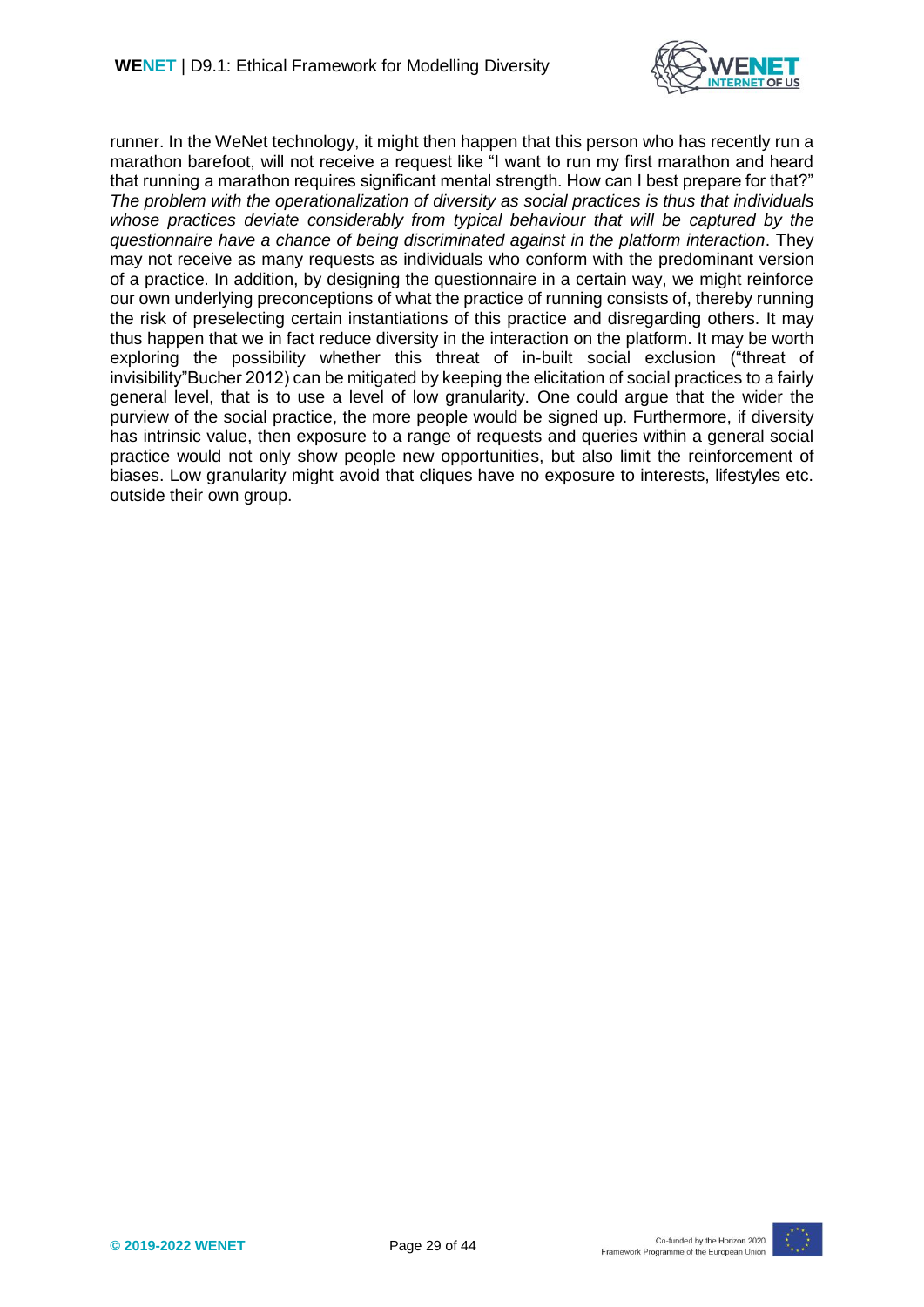runner. In the WeNet technology, it might then happen that this person who has recently run a marathon barefoot, will not receive a request like "I want to run my first marathon and heard that running a marathon requires significant mental strength. How can I best prepare for that?" *The problem with the operationalization of diversity as social practices is thus that individuals whose practices deviate considerably from typical behaviour that will be captured by the questionnaire have a chance of being discriminated against in the platform interaction*. They may not receive as many requests as individuals who conform with the predominant version of a practice. In addition, by designing the questionnaire in a certain way, we might reinforce our own underlying preconceptions of what the practice of running consists of, thereby running the risk of preselecting certain instantiations of this practice and disregarding others. It may thus happen that we in fact reduce diversity in the interaction on the platform. It may be worth exploring the possibility whether this threat of in-built social exclusion ("threat of invisibility"Bucher 2012) can be mitigated by keeping the elicitation of social practices to a fairly general level, that is to use a level of low granularity. One could argue that the wider the purview of the social practice, the more people would be signed up. Furthermore, if diversity has intrinsic value, then exposure to a range of requests and queries within a general social practice would not only show people new opportunities, but also limit the reinforcement of biases. Low granularity might avoid that cliques have no exposure to interests, lifestyles etc. outside their own group.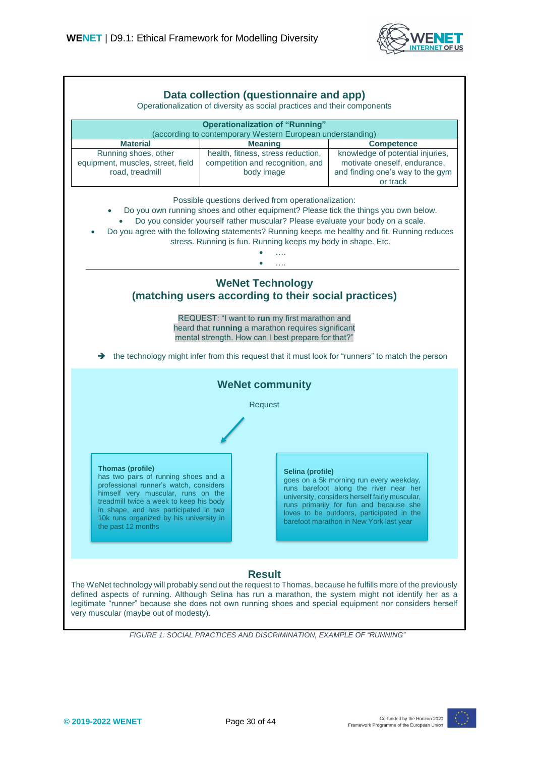## Data collection (questionnaire and app)

Operationalization of diversity as social practices and their components

| Operationalization of "Running" (according to contemporary Western European understanding) | | |
|---|---|---|
| **Material** | **Meaning** | **Competence** |
| Running shoes, other equipment, muscles, street, field road, treadmill | health, fitness, stress reduction, competition and recognition, and body image | knowledge of potential injuries, motivate oneself, endurance, and finding one's way to the gym or track |

Possible questions derived from operationalization:

- Do you own running shoes and other equipment? Please tick the things you own below.
- Do you consider yourself rather muscular? Please evaluate your body on a scale.
- Do you agree with the following statements? Running keeps me healthy and fit. Running reduces stress. Running is fun. Running keeps my body in shape. Etc.
- ….
- ….

## WeNet Technology
## (matching users according to their social practices)

REQUEST: "I want to **run** my first marathon and heard that **running** a marathon requires significant mental strength. How can I best prepare for that?"

➔ the technology might infer from this request that it must look for "runners" to match the person

### WeNet community

Request

**Thomas (profile)**
has two pairs of running shoes and a professional runner's watch, considers himself very muscular, runs on the treadmill twice a week to keep his body in shape, and has participated in two 10k runs organized by his university in the past 12 months

**Selina (profile)**
goes on a 5k morning run every weekday, runs barefoot along the river near her university, considers herself fairly muscular, runs primarily for fun and because she loves to be outdoors, participated in the barefoot marathon in New York last year

### Result

The WeNet technology will probably send out the request to Thomas, because he fulfills more of the previously defined aspects of running. Although Selina has run a marathon, the system might not identify her as a legitimate "runner" because she does not own running shoes and special equipment nor considers herself very muscular (maybe out of modesty).

*FIGURE 1: SOCIAL PRACTICES AND DISCRIMINATION, EXAMPLE OF "RUNNING"*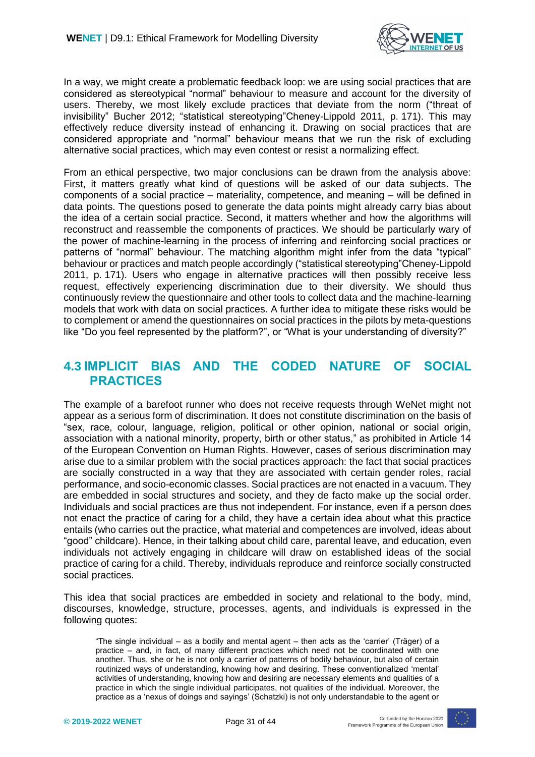In a way, we might create a problematic feedback loop: we are using social practices that are considered as stereotypical "normal" behaviour to measure and account for the diversity of users. Thereby, we most likely exclude practices that deviate from the norm ("threat of invisibility" Bucher 2012; "statistical stereotyping"Cheney-Lippold 2011, p. 171). This may effectively reduce diversity instead of enhancing it. Drawing on social practices that are considered appropriate and "normal" behaviour means that we run the risk of excluding alternative social practices, which may even contest or resist a normalizing effect.

From an ethical perspective, two major conclusions can be drawn from the analysis above: First, it matters greatly what kind of questions will be asked of our data subjects. The components of a social practice – materiality, competence, and meaning – will be defined in data points. The questions posed to generate the data points might already carry bias about the idea of a certain social practice. Second, it matters whether and how the algorithms will reconstruct and reassemble the components of practices. We should be particularly wary of the power of machine-learning in the process of inferring and reinforcing social practices or patterns of "normal" behaviour. The matching algorithm might infer from the data "typical" behaviour or practices and match people accordingly ("statistical stereotyping"Cheney-Lippold 2011, p. 171). Users who engage in alternative practices will then possibly receive less request, effectively experiencing discrimination due to their diversity. We should thus continuously review the questionnaire and other tools to collect data and the machine-learning models that work with data on social practices. A further idea to mitigate these risks would be to complement or amend the questionnaires on social practices in the pilots by meta-questions like "Do you feel represented by the platform?", or "What is your understanding of diversity?"

## 4.3 IMPLICIT BIAS AND THE CODED NATURE OF SOCIAL PRACTICES

The example of a barefoot runner who does not receive requests through WeNet might not appear as a serious form of discrimination. It does not constitute discrimination on the basis of "sex, race, colour, language, religion, political or other opinion, national or social origin, association with a national minority, property, birth or other status," as prohibited in Article 14 of the European Convention on Human Rights. However, cases of serious discrimination may arise due to a similar problem with the social practices approach: the fact that social practices are socially constructed in a way that they are associated with certain gender roles, racial performance, and socio-economic classes. Social practices are not enacted in a vacuum. They are embedded in social structures and society, and they de facto make up the social order. Individuals and social practices are thus not independent. For instance, even if a person does not enact the practice of caring for a child, they have a certain idea about what this practice entails (who carries out the practice, what material and competences are involved, ideas about "good" childcare). Hence, in their talking about child care, parental leave, and education, even individuals not actively engaging in childcare will draw on established ideas of the social practice of caring for a child. Thereby, individuals reproduce and reinforce socially constructed social practices.

This idea that social practices are embedded in society and relational to the body, mind, discourses, knowledge, structure, processes, agents, and individuals is expressed in the following quotes:

> "The single individual – as a bodily and mental agent – then acts as the 'carrier' (Träger) of a practice – and, in fact, of many different practices which need not be coordinated with one another. Thus, she or he is not only a carrier of patterns of bodily behaviour, but also of certain routinized ways of understanding, knowing how and desiring. These conventionalized 'mental' activities of understanding, knowing how and desiring are necessary elements and qualities of a practice in which the single individual participates, not qualities of the individual. Moreover, the practice as a 'nexus of doings and sayings' (Schatzki) is not only understandable to the agent or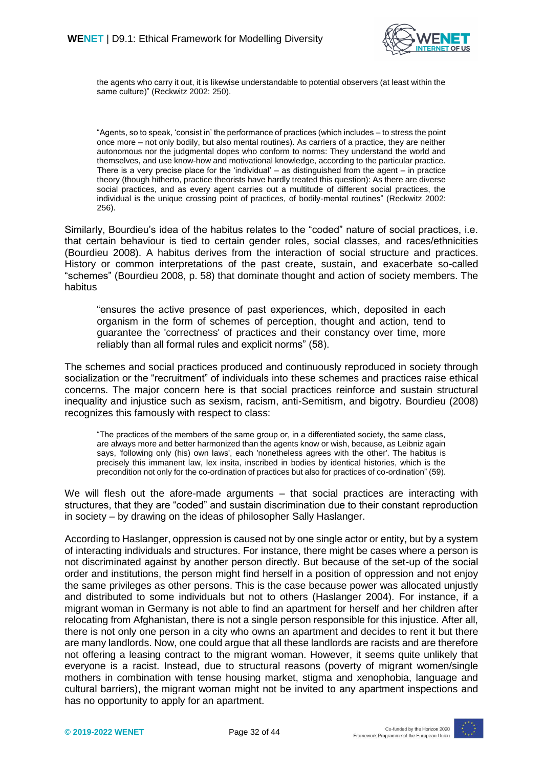> the agents who carry it out, it is likewise understandable to potential observers (at least within the same culture)" (Reckwitz 2002: 250).

> "Agents, so to speak, 'consist in' the performance of practices (which includes – to stress the point once more – not only bodily, but also mental routines). As carriers of a practice, they are neither autonomous nor the judgmental dopes who conform to norms: They understand the world and themselves, and use know-how and motivational knowledge, according to the particular practice. There is a very precise place for the 'individual' – as distinguished from the agent – in practice theory (though hitherto, practice theorists have hardly treated this question): As there are diverse social practices, and as every agent carries out a multitude of different social practices, the individual is the unique crossing point of practices, of bodily-mental routines" (Reckwitz 2002: 256).

Similarly, Bourdieu's idea of the habitus relates to the "coded" nature of social practices, i.e. that certain behaviour is tied to certain gender roles, social classes, and races/ethnicities (Bourdieu 2008). A habitus derives from the interaction of social structure and practices. History or common interpretations of the past create, sustain, and exacerbate so-called "schemes" (Bourdieu 2008, p. 58) that dominate thought and action of society members. The habitus

> "ensures the active presence of past experiences, which, deposited in each organism in the form of schemes of perception, thought and action, tend to guarantee the 'correctness' of practices and their constancy over time, more reliably than all formal rules and explicit norms" (58).

The schemes and social practices produced and continuously reproduced in society through socialization or the "recruitment" of individuals into these schemes and practices raise ethical concerns. The major concern here is that social practices reinforce and sustain structural inequality and injustice such as sexism, racism, anti-Semitism, and bigotry. Bourdieu (2008) recognizes this famously with respect to class:

> "The practices of the members of the same group or, in a differentiated society, the same class, are always more and better harmonized than the agents know or wish, because, as Leibniz again says, 'following only (his) own laws', each 'nonetheless agrees with the other'. The habitus is precisely this immanent law, lex insita, inscribed in bodies by identical histories, which is the precondition not only for the co-ordination of practices but also for practices of co-ordination" (59).

We will flesh out the afore-made arguments – that social practices are interacting with structures, that they are "coded" and sustain discrimination due to their constant reproduction in society – by drawing on the ideas of philosopher Sally Haslanger.

According to Haslanger, oppression is caused not by one single actor or entity, but by a system of interacting individuals and structures. For instance, there might be cases where a person is not discriminated against by another person directly. But because of the set-up of the social order and institutions, the person might find herself in a position of oppression and not enjoy the same privileges as other persons. This is the case because power was allocated unjustly and distributed to some individuals but not to others (Haslanger 2004). For instance, if a migrant woman in Germany is not able to find an apartment for herself and her children after relocating from Afghanistan, there is not a single person responsible for this injustice. After all, there is not only one person in a city who owns an apartment and decides to rent it but there are many landlords. Now, one could argue that all these landlords are racists and are therefore not offering a leasing contract to the migrant woman. However, it seems quite unlikely that everyone is a racist. Instead, due to structural reasons (poverty of migrant women/single mothers in combination with tense housing market, stigma and xenophobia, language and cultural barriers), the migrant woman might not be invited to any apartment inspections and has no opportunity to apply for an apartment.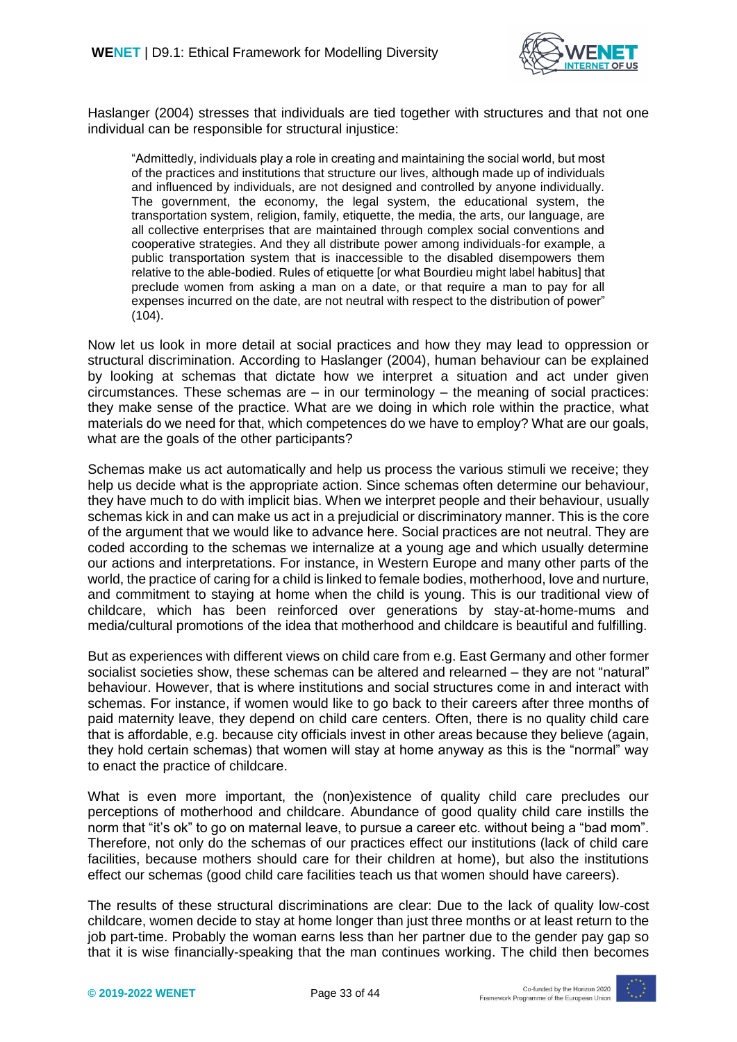Haslanger (2004) stresses that individuals are tied together with structures and that not one individual can be responsible for structural injustice:

> "Admittedly, individuals play a role in creating and maintaining the social world, but most of the practices and institutions that structure our lives, although made up of individuals and influenced by individuals, are not designed and controlled by anyone individually. The government, the economy, the legal system, the educational system, the transportation system, religion, family, etiquette, the media, the arts, our language, are all collective enterprises that are maintained through complex social conventions and cooperative strategies. And they all distribute power among individuals-for example, a public transportation system that is inaccessible to the disabled disempowers them relative to the able-bodied. Rules of etiquette [or what Bourdieu might label habitus] that preclude women from asking a man on a date, or that require a man to pay for all expenses incurred on the date, are not neutral with respect to the distribution of power" (104).

Now let us look in more detail at social practices and how they may lead to oppression or structural discrimination. According to Haslanger (2004), human behaviour can be explained by looking at schemas that dictate how we interpret a situation and act under given circumstances. These schemas are – in our terminology – the meaning of social practices: they make sense of the practice. What are we doing in which role within the practice, what materials do we need for that, which competences do we have to employ? What are our goals, what are the goals of the other participants?

Schemas make us act automatically and help us process the various stimuli we receive; they help us decide what is the appropriate action. Since schemas often determine our behaviour, they have much to do with implicit bias. When we interpret people and their behaviour, usually schemas kick in and can make us act in a prejudicial or discriminatory manner. This is the core of the argument that we would like to advance here. Social practices are not neutral. They are coded according to the schemas we internalize at a young age and which usually determine our actions and interpretations. For instance, in Western Europe and many other parts of the world, the practice of caring for a child is linked to female bodies, motherhood, love and nurture, and commitment to staying at home when the child is young. This is our traditional view of childcare, which has been reinforced over generations by stay-at-home-mums and media/cultural promotions of the idea that motherhood and childcare is beautiful and fulfilling.

But as experiences with different views on child care from e.g. East Germany and other former socialist societies show, these schemas can be altered and relearned – they are not "natural" behaviour. However, that is where institutions and social structures come in and interact with schemas. For instance, if women would like to go back to their careers after three months of paid maternity leave, they depend on child care centers. Often, there is no quality child care that is affordable, e.g. because city officials invest in other areas because they believe (again, they hold certain schemas) that women will stay at home anyway as this is the "normal" way to enact the practice of childcare.

What is even more important, the (non)existence of quality child care precludes our perceptions of motherhood and childcare. Abundance of good quality child care instills the norm that "it's ok" to go on maternal leave, to pursue a career etc. without being a "bad mom". Therefore, not only do the schemas of our practices effect our institutions (lack of child care facilities, because mothers should care for their children at home), but also the institutions effect our schemas (good child care facilities teach us that women should have careers).

The results of these structural discriminations are clear: Due to the lack of quality low-cost childcare, women decide to stay at home longer than just three months or at least return to the job part-time. Probably the woman earns less than her partner due to the gender pay gap so that it is wise financially-speaking that the man continues working. The child then becomes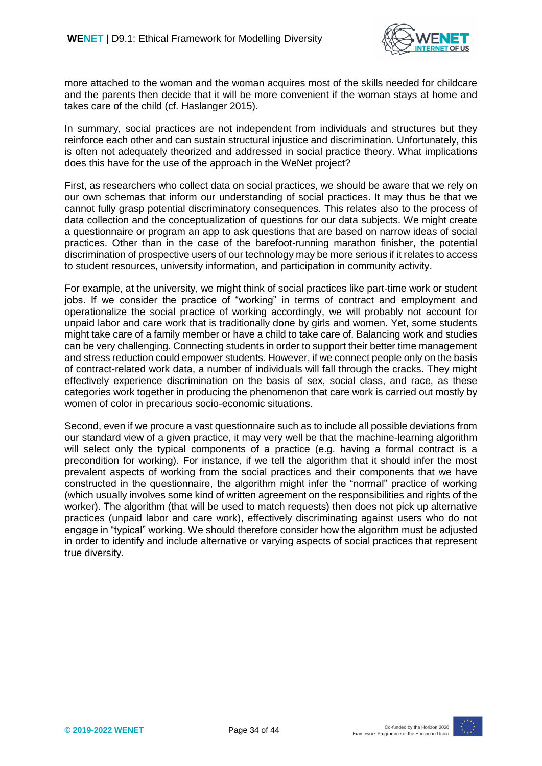more attached to the woman and the woman acquires most of the skills needed for childcare and the parents then decide that it will be more convenient if the woman stays at home and takes care of the child (cf. Haslanger 2015).

In summary, social practices are not independent from individuals and structures but they reinforce each other and can sustain structural injustice and discrimination. Unfortunately, this is often not adequately theorized and addressed in social practice theory. What implications does this have for the use of the approach in the WeNet project?

First, as researchers who collect data on social practices, we should be aware that we rely on our own schemas that inform our understanding of social practices. It may thus be that we cannot fully grasp potential discriminatory consequences. This relates also to the process of data collection and the conceptualization of questions for our data subjects. We might create a questionnaire or program an app to ask questions that are based on narrow ideas of social practices. Other than in the case of the barefoot-running marathon finisher, the potential discrimination of prospective users of our technology may be more serious if it relates to access to student resources, university information, and participation in community activity.

For example, at the university, we might think of social practices like part-time work or student jobs. If we consider the practice of "working" in terms of contract and employment and operationalize the social practice of working accordingly, we will probably not account for unpaid labor and care work that is traditionally done by girls and women. Yet, some students might take care of a family member or have a child to take care of. Balancing work and studies can be very challenging. Connecting students in order to support their better time management and stress reduction could empower students. However, if we connect people only on the basis of contract-related work data, a number of individuals will fall through the cracks. They might effectively experience discrimination on the basis of sex, social class, and race, as these categories work together in producing the phenomenon that care work is carried out mostly by women of color in precarious socio-economic situations.

Second, even if we procure a vast questionnaire such as to include all possible deviations from our standard view of a given practice, it may very well be that the machine-learning algorithm will select only the typical components of a practice (e.g. having a formal contract is a precondition for working). For instance, if we tell the algorithm that it should infer the most prevalent aspects of working from the social practices and their components that we have constructed in the questionnaire, the algorithm might infer the "normal" practice of working (which usually involves some kind of written agreement on the responsibilities and rights of the worker). The algorithm (that will be used to match requests) then does not pick up alternative practices (unpaid labor and care work), effectively discriminating against users who do not engage in "typical" working. We should therefore consider how the algorithm must be adjusted in order to identify and include alternative or varying aspects of social practices that represent true diversity.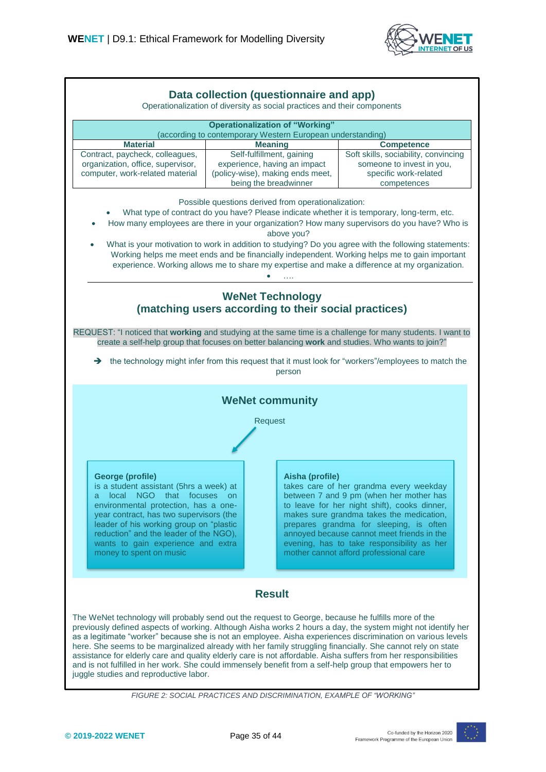## Data collection (questionnaire and app)

Operationalization of diversity as social practices and their components

| Operationalization of "Working" (according to contemporary Western European understanding) | | |
|---|---|---|
| **Material** | **Meaning** | **Competence** |
| Contract, paycheck, colleagues, organization, office, supervisor, computer, work-related material | Self-fulfillment, gaining experience, having an impact (policy-wise), making ends meet, being the breadwinner | Soft skills, sociability, convincing someone to invest in you, specific work-related competences |

Possible questions derived from operationalization:

- What type of contract do you have? Please indicate whether it is temporary, long-term, etc.
- How many employees are there in your organization? How many supervisors do you have? Who is above you?
- What is your motivation to work in addition to studying? Do you agree with the following statements: Working helps me meet ends and be financially independent. Working helps me to gain important experience. Working allows me to share my expertise and make a difference at my organization.
- ….

## WeNet Technology (matching users according to their social practices)

REQUEST: "I noticed that **working** and studying at the same time is a challenge for many students. I want to create a self-help group that focuses on better balancing **work** and studies. Who wants to join?"

➔ the technology might infer from this request that it must look for "workers"/employees to match the person

### WeNet community

Request

**George (profile)**
is a student assistant (5hrs a week) at a local NGO that focuses on environmental protection, has a one-year contract, has two supervisors (the leader of his working group on "plastic reduction" and the leader of the NGO), wants to gain experience and extra money to spent on music

**Aisha (profile)**
takes care of her grandma every weekday between 7 and 9 pm (when her mother has to leave for her night shift), cooks dinner, makes sure grandma takes the medication, prepares grandma for sleeping, is often annoyed because cannot meet friends in the evening, has to take responsibility as her mother cannot afford professional care

## Result

The WeNet technology will probably send out the request to George, because he fulfills more of the previously defined aspects of working. Although Aisha works 2 hours a day, the system might not identify her as a legitimate "worker" because she is not an employee. Aisha experiences discrimination on various levels here. She seems to be marginalized already with her family struggling financially. She cannot rely on state assistance for elderly care and quality elderly care is not affordable. Aisha suffers from her responsibilities and is not fulfilled in her work. She could immensely benefit from a self-help group that empowers her to juggle studies and reproductive labor.

*FIGURE 2: SOCIAL PRACTICES AND DISCRIMINATION, EXAMPLE OF "WORKING"*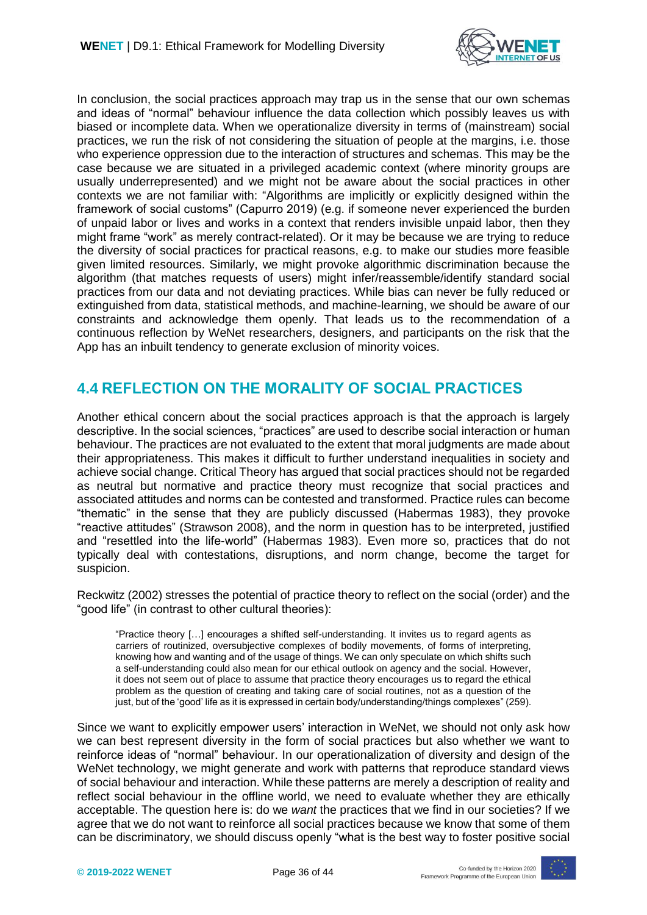In conclusion, the social practices approach may trap us in the sense that our own schemas and ideas of "normal" behaviour influence the data collection which possibly leaves us with biased or incomplete data. When we operationalize diversity in terms of (mainstream) social practices, we run the risk of not considering the situation of people at the margins, i.e. those who experience oppression due to the interaction of structures and schemas. This may be the case because we are situated in a privileged academic context (where minority groups are usually underrepresented) and we might not be aware about the social practices in other contexts we are not familiar with: "Algorithms are implicitly or explicitly designed within the framework of social customs" (Capurro 2019) (e.g. if someone never experienced the burden of unpaid labor or lives and works in a context that renders invisible unpaid labor, then they might frame "work" as merely contract-related). Or it may be because we are trying to reduce the diversity of social practices for practical reasons, e.g. to make our studies more feasible given limited resources. Similarly, we might provoke algorithmic discrimination because the algorithm (that matches requests of users) might infer/reassemble/identify standard social practices from our data and not deviating practices. While bias can never be fully reduced or extinguished from data, statistical methods, and machine-learning, we should be aware of our constraints and acknowledge them openly. That leads us to the recommendation of a continuous reflection by WeNet researchers, designers, and participants on the risk that the App has an inbuilt tendency to generate exclusion of minority voices.

## 4.4 REFLECTION ON THE MORALITY OF SOCIAL PRACTICES

Another ethical concern about the social practices approach is that the approach is largely descriptive. In the social sciences, "practices" are used to describe social interaction or human behaviour. The practices are not evaluated to the extent that moral judgments are made about their appropriateness. This makes it difficult to further understand inequalities in society and achieve social change. Critical Theory has argued that social practices should not be regarded as neutral but normative and practice theory must recognize that social practices and associated attitudes and norms can be contested and transformed. Practice rules can become "thematic" in the sense that they are publicly discussed (Habermas 1983), they provoke "reactive attitudes" (Strawson 2008), and the norm in question has to be interpreted, justified and "resettled into the life-world" (Habermas 1983). Even more so, practices that do not typically deal with contestations, disruptions, and norm change, become the target for suspicion.

Reckwitz (2002) stresses the potential of practice theory to reflect on the social (order) and the "good life" (in contrast to other cultural theories):

> "Practice theory […] encourages a shifted self-understanding. It invites us to regard agents as carriers of routinized, oversubjective complexes of bodily movements, of forms of interpreting, knowing how and wanting and of the usage of things. We can only speculate on which shifts such a self-understanding could also mean for our ethical outlook on agency and the social. However, it does not seem out of place to assume that practice theory encourages us to regard the ethical problem as the question of creating and taking care of social routines, not as a question of the just, but of the 'good' life as it is expressed in certain body/understanding/things complexes" (259).

Since we want to explicitly empower users' interaction in WeNet, we should not only ask how we can best represent diversity in the form of social practices but also whether we want to reinforce ideas of "normal" behaviour. In our operationalization of diversity and design of the WeNet technology, we might generate and work with patterns that reproduce standard views of social behaviour and interaction. While these patterns are merely a description of reality and reflect social behaviour in the offline world, we need to evaluate whether they are ethically acceptable. The question here is: do we *want* the practices that we find in our societies? If we agree that we do not want to reinforce all social practices because we know that some of them can be discriminatory, we should discuss openly "what is the best way to foster positive social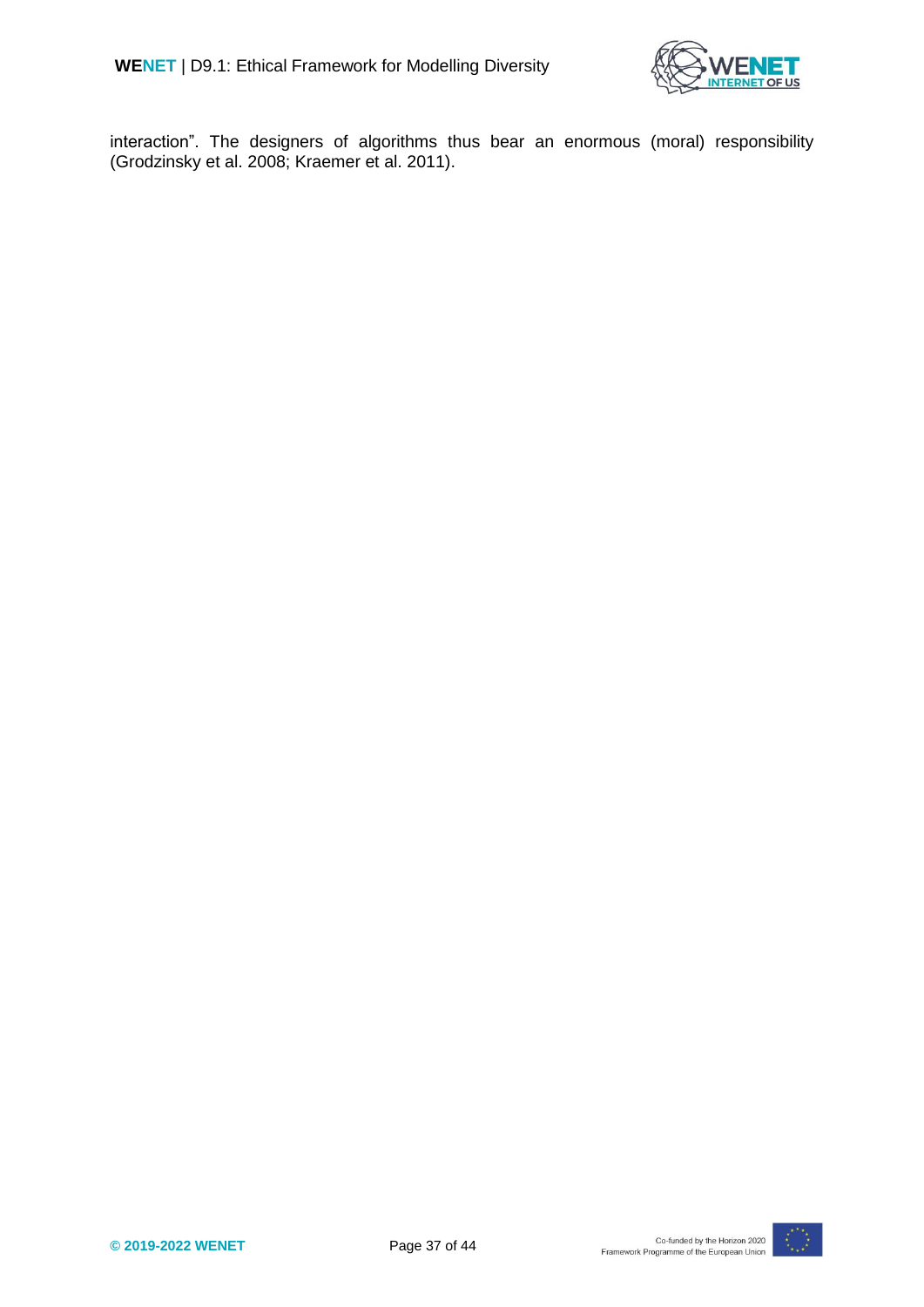interaction". The designers of algorithms thus bear an enormous (moral) responsibility (Grodzinsky et al. 2008; Kraemer et al. 2011).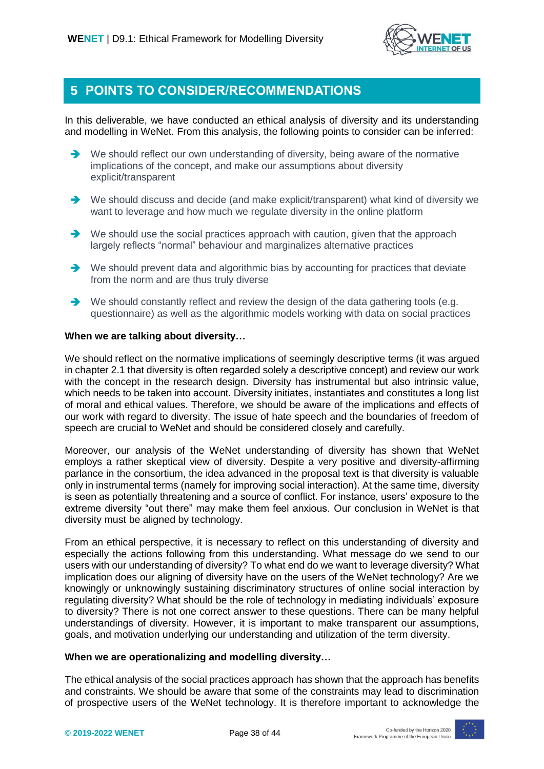# 5 POINTS TO CONSIDER/RECOMMENDATIONS

In this deliverable, we have conducted an ethical analysis of diversity and its understanding and modelling in WeNet. From this analysis, the following points to consider can be inferred:

- We should reflect our own understanding of diversity, being aware of the normative implications of the concept, and make our assumptions about diversity explicit/transparent
- We should discuss and decide (and make explicit/transparent) what kind of diversity we want to leverage and how much we regulate diversity in the online platform
- We should use the social practices approach with caution, given that the approach largely reflects "normal" behaviour and marginalizes alternative practices
- We should prevent data and algorithmic bias by accounting for practices that deviate from the norm and are thus truly diverse
- We should constantly reflect and review the design of the data gathering tools (e.g. questionnaire) as well as the algorithmic models working with data on social practices

**When we are talking about diversity…**

We should reflect on the normative implications of seemingly descriptive terms (it was argued in chapter 2.1 that diversity is often regarded solely a descriptive concept) and review our work with the concept in the research design. Diversity has instrumental but also intrinsic value, which needs to be taken into account. Diversity initiates, instantiates and constitutes a long list of moral and ethical values. Therefore, we should be aware of the implications and effects of our work with regard to diversity. The issue of hate speech and the boundaries of freedom of speech are crucial to WeNet and should be considered closely and carefully.

Moreover, our analysis of the WeNet understanding of diversity has shown that WeNet employs a rather skeptical view of diversity. Despite a very positive and diversity-affirming parlance in the consortium, the idea advanced in the proposal text is that diversity is valuable only in instrumental terms (namely for improving social interaction). At the same time, diversity is seen as potentially threatening and a source of conflict. For instance, users' exposure to the extreme diversity "out there" may make them feel anxious. Our conclusion in WeNet is that diversity must be aligned by technology.

From an ethical perspective, it is necessary to reflect on this understanding of diversity and especially the actions following from this understanding. What message do we send to our users with our understanding of diversity? To what end do we want to leverage diversity? What implication does our aligning of diversity have on the users of the WeNet technology? Are we knowingly or unknowingly sustaining discriminatory structures of online social interaction by regulating diversity? What should be the role of technology in mediating individuals' exposure to diversity? There is not one correct answer to these questions. There can be many helpful understandings of diversity. However, it is important to make transparent our assumptions, goals, and motivation underlying our understanding and utilization of the term diversity.

**When we are operationalizing and modelling diversity…**

The ethical analysis of the social practices approach has shown that the approach has benefits and constraints. We should be aware that some of the constraints may lead to discrimination of prospective users of the WeNet technology. It is therefore important to acknowledge the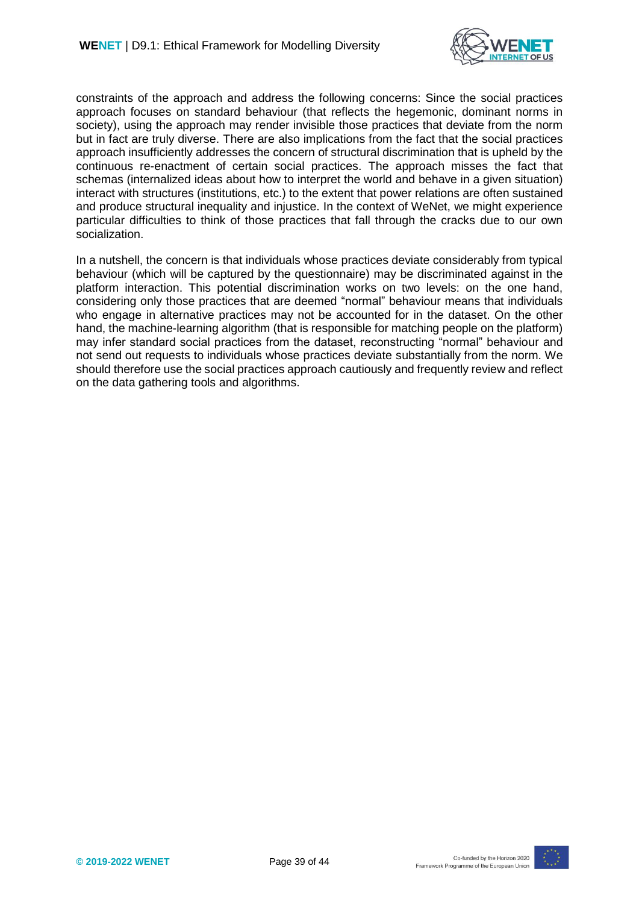constraints of the approach and address the following concerns: Since the social practices approach focuses on standard behaviour (that reflects the hegemonic, dominant norms in society), using the approach may render invisible those practices that deviate from the norm but in fact are truly diverse. There are also implications from the fact that the social practices approach insufficiently addresses the concern of structural discrimination that is upheld by the continuous re-enactment of certain social practices. The approach misses the fact that schemas (internalized ideas about how to interpret the world and behave in a given situation) interact with structures (institutions, etc.) to the extent that power relations are often sustained and produce structural inequality and injustice. In the context of WeNet, we might experience particular difficulties to think of those practices that fall through the cracks due to our own socialization.

In a nutshell, the concern is that individuals whose practices deviate considerably from typical behaviour (which will be captured by the questionnaire) may be discriminated against in the platform interaction. This potential discrimination works on two levels: on the one hand, considering only those practices that are deemed "normal" behaviour means that individuals who engage in alternative practices may not be accounted for in the dataset. On the other hand, the machine-learning algorithm (that is responsible for matching people on the platform) may infer standard social practices from the dataset, reconstructing "normal" behaviour and not send out requests to individuals whose practices deviate substantially from the norm. We should therefore use the social practices approach cautiously and frequently review and reflect on the data gathering tools and algorithms.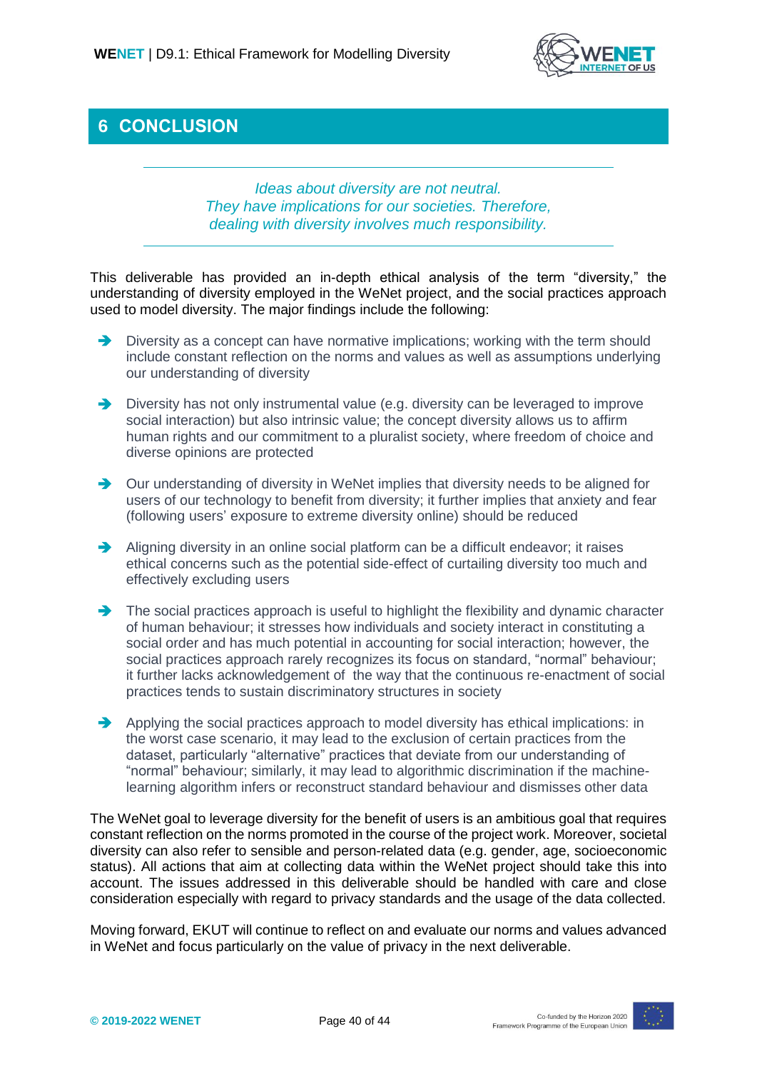# 6 CONCLUSION

---

*Ideas about diversity are not neutral.*
*They have implications for our societies. Therefore,*
*dealing with diversity involves much responsibility.*

---

This deliverable has provided an in-depth ethical analysis of the term “diversity,” the understanding of diversity employed in the WeNet project, and the social practices approach used to model diversity. The major findings include the following:

- Diversity as a concept can have normative implications; working with the term should include constant reflection on the norms and values as well as assumptions underlying our understanding of diversity
- Diversity has not only instrumental value (e.g. diversity can be leveraged to improve social interaction) but also intrinsic value; the concept diversity allows us to affirm human rights and our commitment to a pluralist society, where freedom of choice and diverse opinions are protected
- Our understanding of diversity in WeNet implies that diversity needs to be aligned for users of our technology to benefit from diversity; it further implies that anxiety and fear (following users’ exposure to extreme diversity online) should be reduced
- Aligning diversity in an online social platform can be a difficult endeavor; it raises ethical concerns such as the potential side-effect of curtailing diversity too much and effectively excluding users
- The social practices approach is useful to highlight the flexibility and dynamic character of human behaviour; it stresses how individuals and society interact in constituting a social order and has much potential in accounting for social interaction; however, the social practices approach rarely recognizes its focus on standard, “normal” behaviour; it further lacks acknowledgement of the way that the continuous re-enactment of social practices tends to sustain discriminatory structures in society
- Applying the social practices approach to model diversity has ethical implications: in the worst case scenario, it may lead to the exclusion of certain practices from the dataset, particularly “alternative” practices that deviate from our understanding of “normal” behaviour; similarly, it may lead to algorithmic discrimination if the machine-learning algorithm infers or reconstruct standard behaviour and dismisses other data

The WeNet goal to leverage diversity for the benefit of users is an ambitious goal that requires constant reflection on the norms promoted in the course of the project work. Moreover, societal diversity can also refer to sensible and person-related data (e.g. gender, age, socioeconomic status). All actions that aim at collecting data within the WeNet project should take this into account. The issues addressed in this deliverable should be handled with care and close consideration especially with regard to privacy standards and the usage of the data collected.

Moving forward, EKUT will continue to reflect on and evaluate our norms and values advanced in WeNet and focus particularly on the value of privacy in the next deliverable.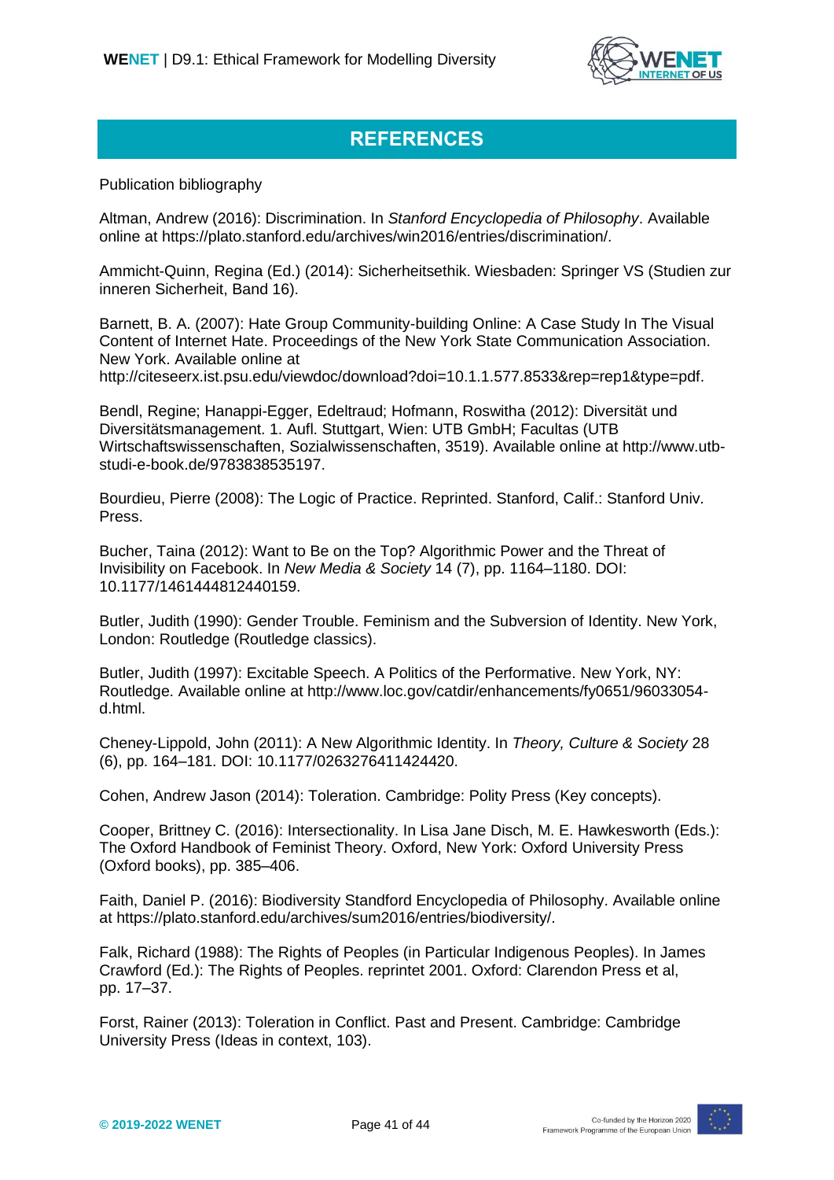# REFERENCES

Publication bibliography

Altman, Andrew (2016): Discrimination. In *Stanford Encyclopedia of Philosophy*. Available online at https://plato.stanford.edu/archives/win2016/entries/discrimination/.

Ammicht-Quinn, Regina (Ed.) (2014): Sicherheitsethik. Wiesbaden: Springer VS (Studien zur inneren Sicherheit, Band 16).

Barnett, B. A. (2007): Hate Group Community-building Online: A Case Study In The Visual Content of Internet Hate. Proceedings of the New York State Communication Association. New York. Available online at http://citeseerx.ist.psu.edu/viewdoc/download?doi=10.1.1.577.8533&rep=rep1&type=pdf.

Bendl, Regine; Hanappi-Egger, Edeltraud; Hofmann, Roswitha (2012): Diversität und Diversitätsmanagement. 1. Aufl. Stuttgart, Wien: UTB GmbH; Facultas (UTB Wirtschaftswissenschaften, Sozialwissenschaften, 3519). Available online at http://www.utb-studi-e-book.de/9783838535197.

Bourdieu, Pierre (2008): The Logic of Practice. Reprinted. Stanford, Calif.: Stanford Univ. Press.

Bucher, Taina (2012): Want to Be on the Top? Algorithmic Power and the Threat of Invisibility on Facebook. In *New Media & Society* 14 (7), pp. 1164–1180. DOI: 10.1177/1461444812440159.

Butler, Judith (1990): Gender Trouble. Feminism and the Subversion of Identity. New York, London: Routledge (Routledge classics).

Butler, Judith (1997): Excitable Speech. A Politics of the Performative. New York, NY: Routledge. Available online at http://www.loc.gov/catdir/enhancements/fy0651/96033054-d.html.

Cheney-Lippold, John (2011): A New Algorithmic Identity. In *Theory, Culture & Society* 28 (6), pp. 164–181. DOI: 10.1177/0263276411424420.

Cohen, Andrew Jason (2014): Toleration. Cambridge: Polity Press (Key concepts).

Cooper, Brittney C. (2016): Intersectionality. In Lisa Jane Disch, M. E. Hawkesworth (Eds.): The Oxford Handbook of Feminist Theory. Oxford, New York: Oxford University Press (Oxford books), pp. 385–406.

Faith, Daniel P. (2016): Biodiversity Standford Encyclopedia of Philosophy. Available online at https://plato.stanford.edu/archives/sum2016/entries/biodiversity/.

Falk, Richard (1988): The Rights of Peoples (in Particular Indigenous Peoples). In James Crawford (Ed.): The Rights of Peoples. reprintet 2001. Oxford: Clarendon Press et al, pp. 17–37.

Forst, Rainer (2013): Toleration in Conflict. Past and Present. Cambridge: Cambridge University Press (Ideas in context, 103).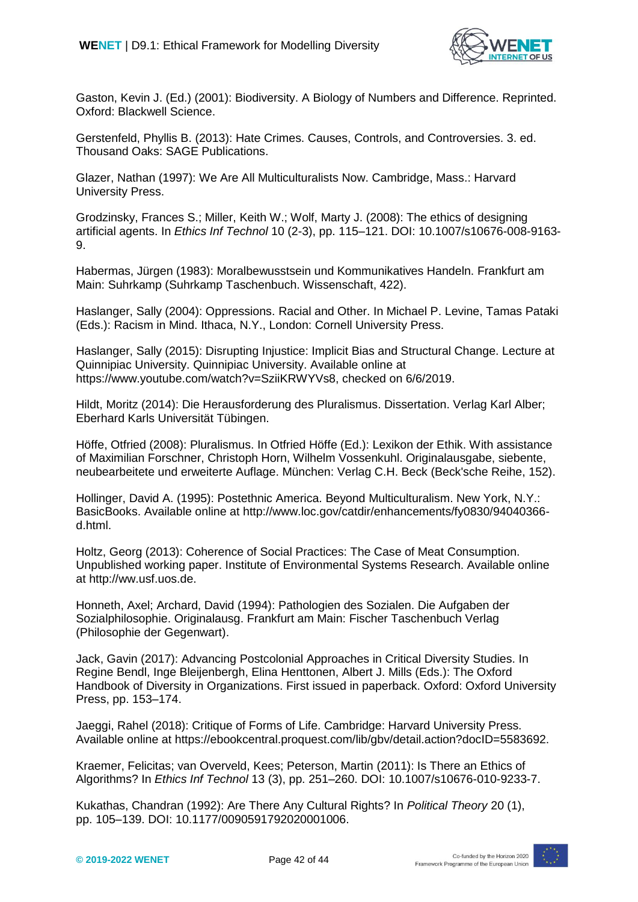Gaston, Kevin J. (Ed.) (2001): Biodiversity. A Biology of Numbers and Difference. Reprinted. Oxford: Blackwell Science.

Gerstenfeld, Phyllis B. (2013): Hate Crimes. Causes, Controls, and Controversies. 3. ed. Thousand Oaks: SAGE Publications.

Glazer, Nathan (1997): We Are All Multiculturalists Now. Cambridge, Mass.: Harvard University Press.

Grodzinsky, Frances S.; Miller, Keith W.; Wolf, Marty J. (2008): The ethics of designing artificial agents. In *Ethics Inf Technol* 10 (2-3), pp. 115–121. DOI: 10.1007/s10676-008-9163-9.

Habermas, Jürgen (1983): Moralbewusstsein und Kommunikatives Handeln. Frankfurt am Main: Suhrkamp (Suhrkamp Taschenbuch. Wissenschaft, 422).

Haslanger, Sally (2004): Oppressions. Racial and Other. In Michael P. Levine, Tamas Pataki (Eds.): Racism in Mind. Ithaca, N.Y., London: Cornell University Press.

Haslanger, Sally (2015): Disrupting Injustice: Implicit Bias and Structural Change. Lecture at Quinnipiac University. Quinnipiac University. Available online at https://www.youtube.com/watch?v=SziiKRWYVs8, checked on 6/6/2019.

Hildt, Moritz (2014): Die Herausforderung des Pluralismus. Dissertation. Verlag Karl Alber; Eberhard Karls Universität Tübingen.

Höffe, Otfried (2008): Pluralismus. In Otfried Höffe (Ed.): Lexikon der Ethik. With assistance of Maximilian Forschner, Christoph Horn, Wilhelm Vossenkuhl. Originalausgabe, siebente, neubearbeitete und erweiterte Auflage. München: Verlag C.H. Beck (Beck'sche Reihe, 152).

Hollinger, David A. (1995): Postethnic America. Beyond Multiculturalism. New York, N.Y.: BasicBooks. Available online at http://www.loc.gov/catdir/enhancements/fy0830/94040366-d.html.

Holtz, Georg (2013): Coherence of Social Practices: The Case of Meat Consumption. Unpublished working paper. Institute of Environmental Systems Research. Available online at http://ww.usf.uos.de.

Honneth, Axel; Archard, David (1994): Pathologien des Sozialen. Die Aufgaben der Sozialphilosophie. Originalausg. Frankfurt am Main: Fischer Taschenbuch Verlag (Philosophie der Gegenwart).

Jack, Gavin (2017): Advancing Postcolonial Approaches in Critical Diversity Studies. In Regine Bendl, Inge Bleijenbergh, Elina Henttonen, Albert J. Mills (Eds.): The Oxford Handbook of Diversity in Organizations. First issued in paperback. Oxford: Oxford University Press, pp. 153–174.

Jaeggi, Rahel (2018): Critique of Forms of Life. Cambridge: Harvard University Press. Available online at https://ebookcentral.proquest.com/lib/gbv/detail.action?docID=5583692.

Kraemer, Felicitas; van Overveld, Kees; Peterson, Martin (2011): Is There an Ethics of Algorithms? In *Ethics Inf Technol* 13 (3), pp. 251–260. DOI: 10.1007/s10676-010-9233-7.

Kukathas, Chandran (1992): Are There Any Cultural Rights? In *Political Theory* 20 (1), pp. 105–139. DOI: 10.1177/0090591792020001006.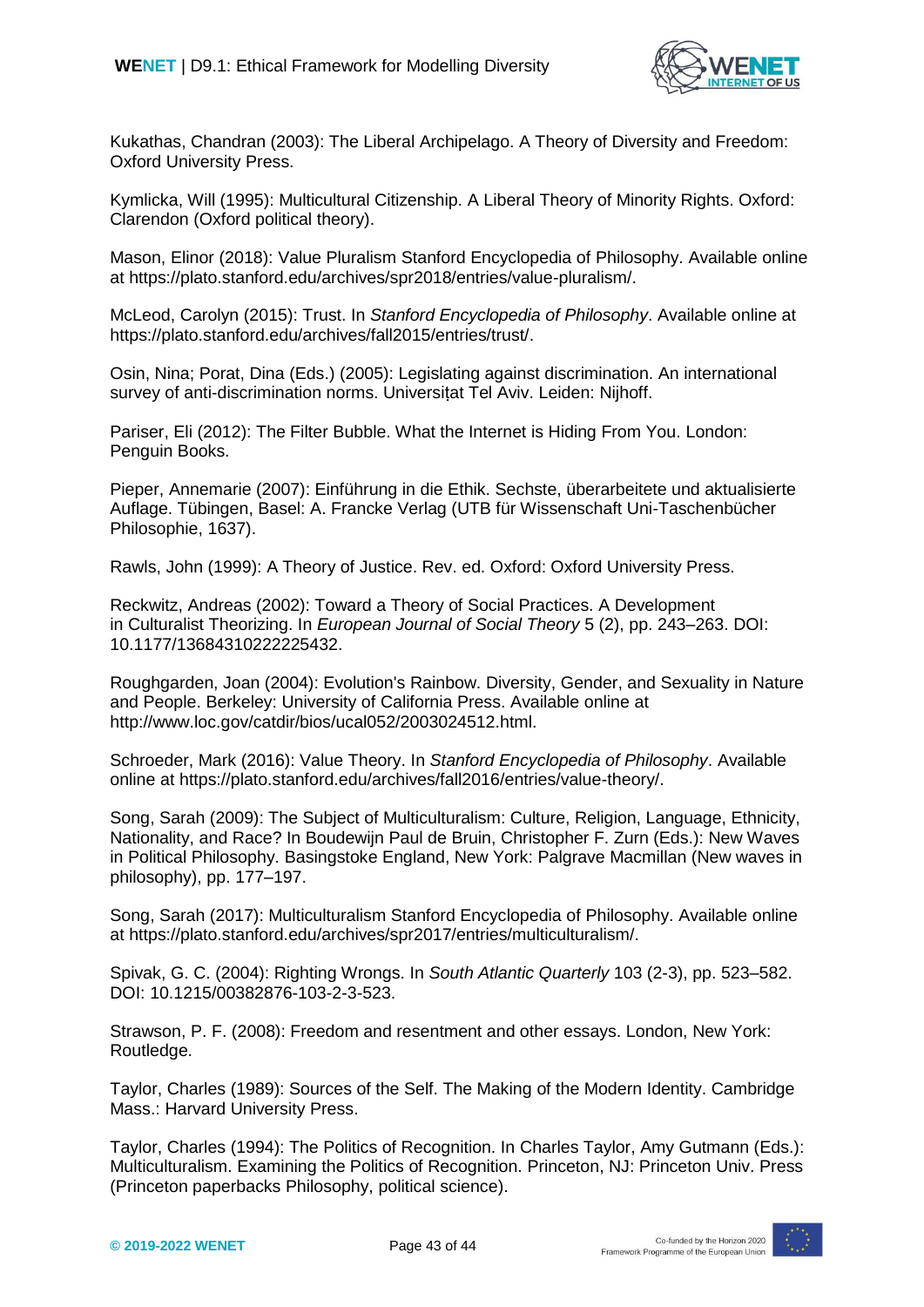Kukathas, Chandran (2003): The Liberal Archipelago. A Theory of Diversity and Freedom: Oxford University Press.

Kymlicka, Will (1995): Multicultural Citizenship. A Liberal Theory of Minority Rights. Oxford: Clarendon (Oxford political theory).

Mason, Elinor (2018): Value Pluralism Stanford Encyclopedia of Philosophy. Available online at https://plato.stanford.edu/archives/spr2018/entries/value-pluralism/.

McLeod, Carolyn (2015): Trust. In *Stanford Encyclopedia of Philosophy*. Available online at https://plato.stanford.edu/archives/fall2015/entries/trust/.

Osin, Nina; Porat, Dina (Eds.) (2005): Legislating against discrimination. An international survey of anti-discrimination norms. Universițat Tel Aviv. Leiden: Nijhoff.

Pariser, Eli (2012): The Filter Bubble. What the Internet is Hiding From You. London: Penguin Books.

Pieper, Annemarie (2007): Einführung in die Ethik. Sechste, überarbeitete und aktualisierte Auflage. Tübingen, Basel: A. Francke Verlag (UTB für Wissenschaft Uni-Taschenbücher Philosophie, 1637).

Rawls, John (1999): A Theory of Justice. Rev. ed. Oxford: Oxford University Press.

Reckwitz, Andreas (2002): Toward a Theory of Social Practices. A Development in Culturalist Theorizing. In *European Journal of Social Theory* 5 (2), pp. 243–263. DOI: 10.1177/13684310222225432.

Roughgarden, Joan (2004): Evolution's Rainbow. Diversity, Gender, and Sexuality in Nature and People. Berkeley: University of California Press. Available online at http://www.loc.gov/catdir/bios/ucal052/2003024512.html.

Schroeder, Mark (2016): Value Theory. In *Stanford Encyclopedia of Philosophy*. Available online at https://plato.stanford.edu/archives/fall2016/entries/value-theory/.

Song, Sarah (2009): The Subject of Multiculturalism: Culture, Religion, Language, Ethnicity, Nationality, and Race? In Boudewijn Paul de Bruin, Christopher F. Zurn (Eds.): New Waves in Political Philosophy. Basingstoke England, New York: Palgrave Macmillan (New waves in philosophy), pp. 177–197.

Song, Sarah (2017): Multiculturalism Stanford Encyclopedia of Philosophy. Available online at https://plato.stanford.edu/archives/spr2017/entries/multiculturalism/.

Spivak, G. C. (2004): Righting Wrongs. In *South Atlantic Quarterly* 103 (2-3), pp. 523–582. DOI: 10.1215/00382876-103-2-3-523.

Strawson, P. F. (2008): Freedom and resentment and other essays. London, New York: Routledge.

Taylor, Charles (1989): Sources of the Self. The Making of the Modern Identity. Cambridge Mass.: Harvard University Press.

Taylor, Charles (1994): The Politics of Recognition. In Charles Taylor, Amy Gutmann (Eds.): Multiculturalism. Examining the Politics of Recognition. Princeton, NJ: Princeton Univ. Press (Princeton paperbacks Philosophy, political science).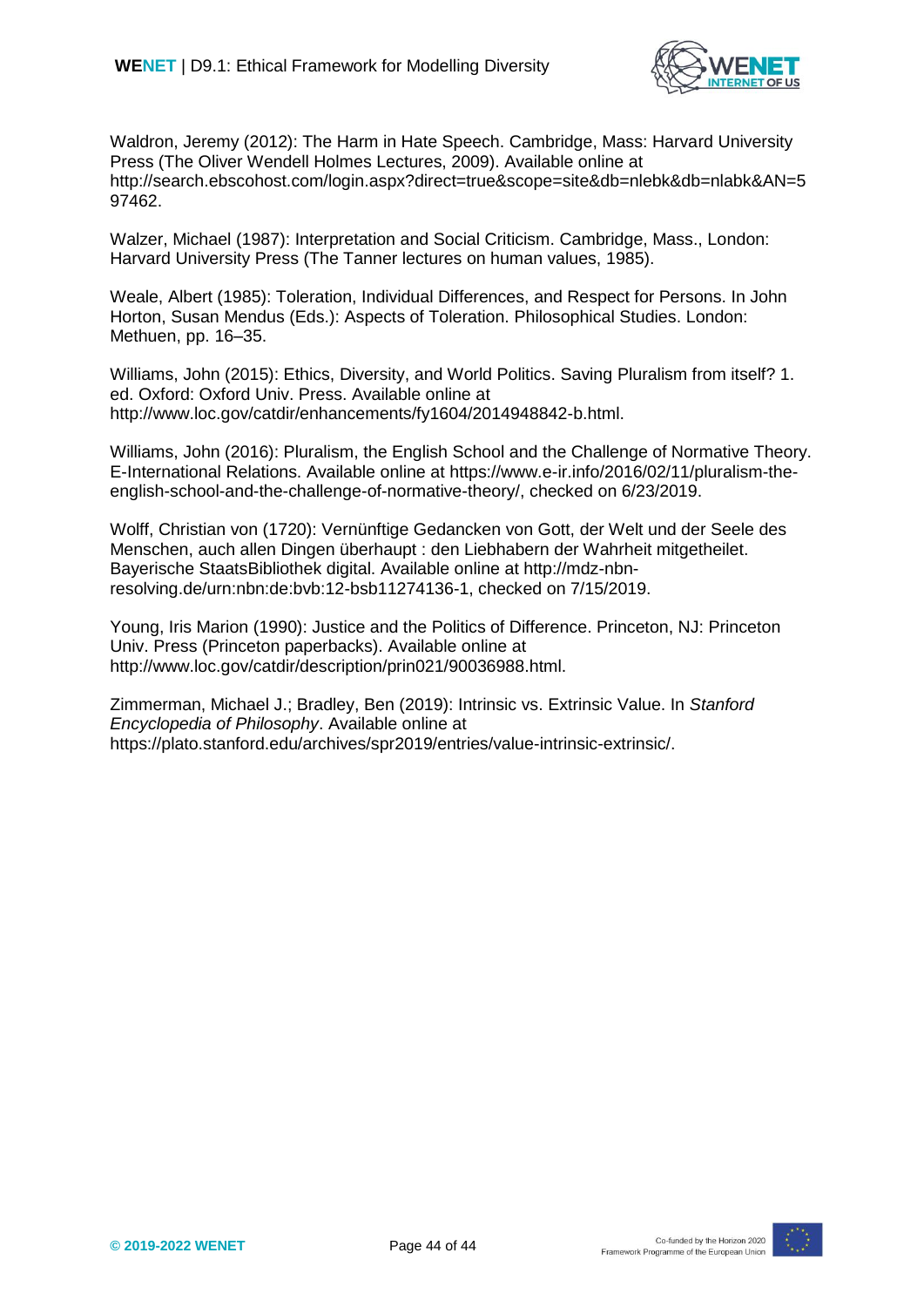Waldron, Jeremy (2012): The Harm in Hate Speech. Cambridge, Mass: Harvard University Press (The Oliver Wendell Holmes Lectures, 2009). Available online at http://search.ebscohost.com/login.aspx?direct=true&scope=site&db=nlebk&db=nlabk&AN=597462.

Walzer, Michael (1987): Interpretation and Social Criticism. Cambridge, Mass., London: Harvard University Press (The Tanner lectures on human values, 1985).

Weale, Albert (1985): Toleration, Individual Differences, and Respect for Persons. In John Horton, Susan Mendus (Eds.): Aspects of Toleration. Philosophical Studies. London: Methuen, pp. 16–35.

Williams, John (2015): Ethics, Diversity, and World Politics. Saving Pluralism from itself? 1. ed. Oxford: Oxford Univ. Press. Available online at http://www.loc.gov/catdir/enhancements/fy1604/2014948842-b.html.

Williams, John (2016): Pluralism, the English School and the Challenge of Normative Theory. E-International Relations. Available online at https://www.e-ir.info/2016/02/11/pluralism-the-english-school-and-the-challenge-of-normative-theory/, checked on 6/23/2019.

Wolff, Christian von (1720): Vernünftige Gedancken von Gott, der Welt und der Seele des Menschen, auch allen Dingen überhaupt : den Liebhabern der Wahrheit mitgetheilet. Bayerische StaatsBibliothek digital. Available online at http://mdz-nbn-resolving.de/urn:nbn:de:bvb:12-bsb11274136-1, checked on 7/15/2019.

Young, Iris Marion (1990): Justice and the Politics of Difference. Princeton, NJ: Princeton Univ. Press (Princeton paperbacks). Available online at http://www.loc.gov/catdir/description/prin021/90036988.html.

Zimmerman, Michael J.; Bradley, Ben (2019): Intrinsic vs. Extrinsic Value. In *Stanford Encyclopedia of Philosophy*. Available online at https://plato.stanford.edu/archives/spr2019/entries/value-intrinsic-extrinsic/.